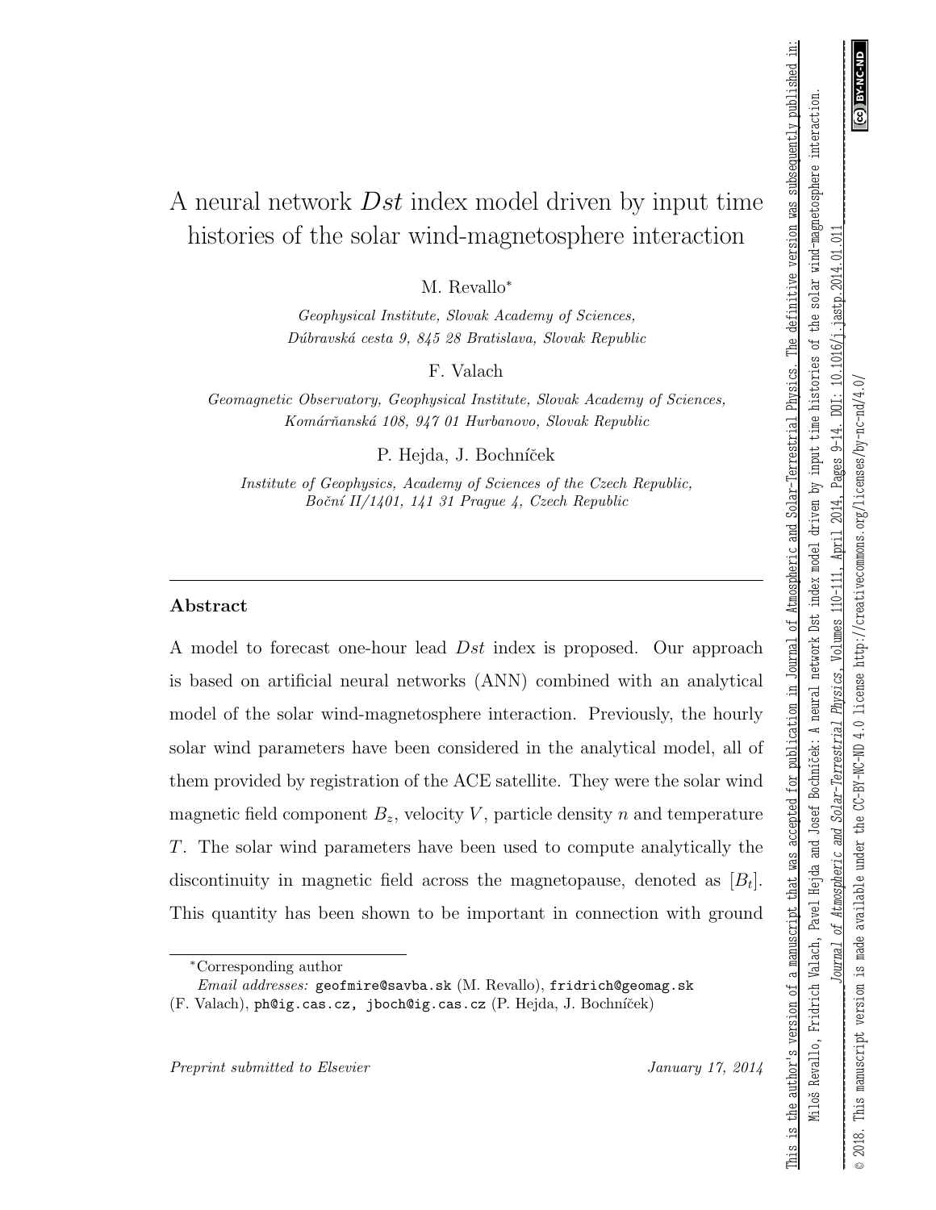# A neural network $Dst$ index model driven by input time histories of the solar wind-magnetosphere interaction

M. Revallo*

*Geophysical Institute, Slovak Academy of Sciences, Dúbravská cesta 9, 845 28 Bratislava, Slovak Republic*

F. Valach

*Geomagnetic Observatory, Geophysical Institute, Slovak Academy of Sciences, Komárňanská 108, 947 01 Hurbanovo, Slovak Republic*

P. Hejda, J. Bochníček

*Institute of Geophysics, Academy of Sciences of the Czech Republic, Boční II/1401, 141 31 Prague 4, Czech Republic*

This is the author's version of a manuscript that was accepted for publication in Journal of Atmospheric and Solar-Terrestrial Physics. The definitive version was subsequently published in: Miloš Revallo, Fridrich Valach, Pavel Hejda and Josef Bochníček: A neural network Dst index model driven by input time histories of the solar wind-magnetosphere interaction. *Journal of Atmospheric and Solar-Terrestrial Physics*, Volumes 110-111, April 2014, Pages 9-14. DOI: 10.1016/j.jastp.2014.01.011

© 2018. This manuscript version is made available under the CC-BY-NC-ND 4.0 license http://creativecommons.org/licenses/by-nc-nd/4.0/

## Abstract

A model to forecast one-hour lead $Dst$ index is proposed. Our approach is based on artificial neural networks (ANN) combined with an analytical model of the solar wind-magnetosphere interaction. Previously, the hourly solar wind parameters have been considered in the analytical model, all of them provided by registration of the ACE satellite. They were the solar wind magnetic field component $B_z$, velocity $V$, particle density $n$ and temperature $T$. The solar wind parameters have been used to compute analytically the discontinuity in magnetic field across the magnetopause, denoted as $[B_t]$. This quantity has been shown to be important in connection with ground

*Corresponding author

*Email addresses:* geofmire@savba.sk (M. Revallo), fridrich@geomag.sk (F. Valach), ph@ig.cas.cz, jboch@ig.cas.cz (P. Hejda, J. Bochníček)

*Preprint submitted to Elsevier* January 17, 2014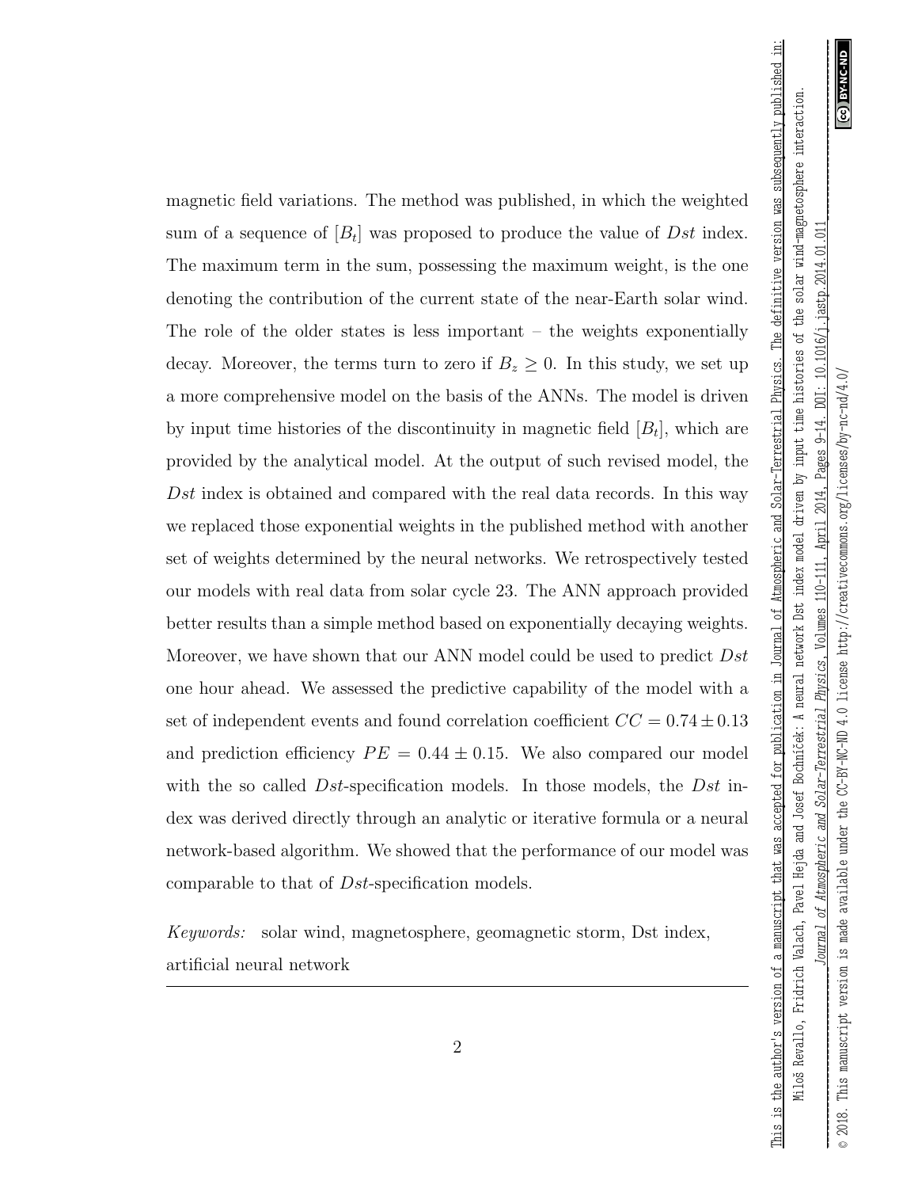magnetic field variations. The method was published, in which the weighted sum of a sequence of $[B_t]$ was proposed to produce the value of $Dst$ index. The maximum term in the sum, possessing the maximum weight, is the one denoting the contribution of the current state of the near-Earth solar wind. The role of the older states is less important – the weights exponentially decay. Moreover, the terms turn to zero if $B_z \geq 0$. In this study, we set up a more comprehensive model on the basis of the ANNs. The model is driven by input time histories of the discontinuity in magnetic field $[B_t]$, which are provided by the analytical model. At the output of such revised model, the $Dst$ index is obtained and compared with the real data records. In this way we replaced those exponential weights in the published method with another set of weights determined by the neural networks. We retrospectively tested our models with real data from solar cycle 23. The ANN approach provided better results than a simple method based on exponentially decaying weights. Moreover, we have shown that our ANN model could be used to predict $Dst$ one hour ahead. We assessed the predictive capability of the model with a set of independent events and found correlation coefficient $CC = 0.74 \pm 0.13$ and prediction efficiency $PE = 0.44 \pm 0.15$. We also compared our model with the so called $Dst$-specification models. In those models, the $Dst$ index was derived directly through an analytic or iterative formula or a neural network-based algorithm. We showed that the performance of our model was comparable to that of $Dst$-specification models.

*Keywords:* solar wind, magnetosphere, geomagnetic storm, Dst index, artificial neural network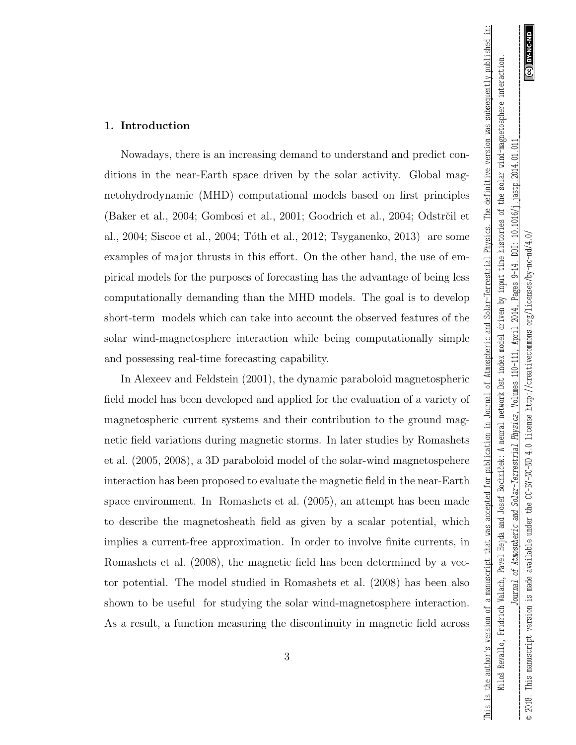## 1. Introduction

Nowadays, there is an increasing demand to understand and predict conditions in the near-Earth space driven by the solar activity. Global magnetohydrodynamic (MHD) computational models based on first principles (Baker et al., 2004; Gombosi et al., 2001; Goodrich et al., 2004; Odstrčil et al., 2004; Siscoe et al., 2004; Tóth et al., 2012; Tsyganenko, 2013) are some examples of major thrusts in this effort. On the other hand, the use of empirical models for the purposes of forecasting has the advantage of being less computationally demanding than the MHD models. The goal is to develop short-term models which can take into account the observed features of the solar wind-magnetosphere interaction while being computationally simple and possessing real-time forecasting capability.

In Alexeev and Feldstein (2001), the dynamic paraboloid magnetospheric field model has been developed and applied for the evaluation of a variety of magnetospheric current systems and their contribution to the ground magnetic field variations during magnetic storms. In later studies by Romashets et al. (2005, 2008), a 3D paraboloid model of the solar-wind magnetospehere interaction has been proposed to evaluate the magnetic field in the near-Earth space environment. In Romashets et al. (2005), an attempt has been made to describe the magnetosheath field as given by a scalar potential, which implies a current-free approximation. In order to involve finite currents, in Romashets et al. (2008), the magnetic field has been determined by a vector potential. The model studied in Romashets et al. (2008) has been also shown to be useful for studying the solar wind-magnetosphere interaction. As a result, a function measuring the discontinuity in magnetic field across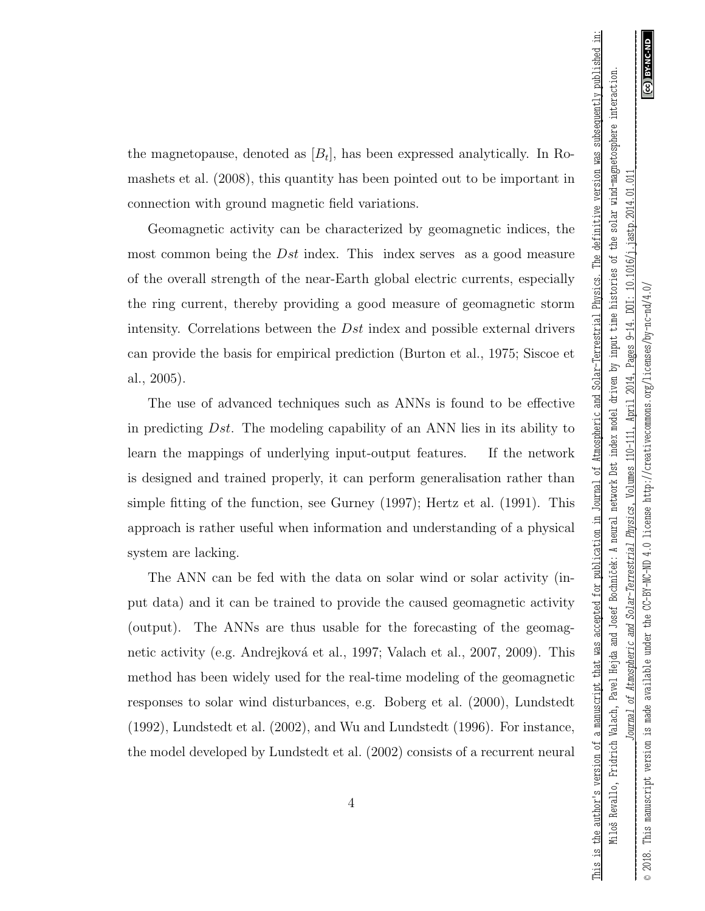the magnetopause, denoted as $[B_t]$, has been expressed analytically. In Romashets et al. (2008), this quantity has been pointed out to be important in connection with ground magnetic field variations.

Geomagnetic activity can be characterized by geomagnetic indices, the most common being the *Dst* index. This index serves as a good measure of the overall strength of the near-Earth global electric currents, especially the ring current, thereby providing a good measure of geomagnetic storm intensity. Correlations between the *Dst* index and possible external drivers can provide the basis for empirical prediction (Burton et al., 1975; Siscoe et al., 2005).

The use of advanced techniques such as ANNs is found to be effective in predicting *Dst*. The modeling capability of an ANN lies in its ability to learn the mappings of underlying input-output features. If the network is designed and trained properly, it can perform generalisation rather than simple fitting of the function, see Gurney (1997); Hertz et al. (1991). This approach is rather useful when information and understanding of a physical system are lacking.

The ANN can be fed with the data on solar wind or solar activity (input data) and it can be trained to provide the caused geomagnetic activity (output). The ANNs are thus usable for the forecasting of the geomagnetic activity (e.g. Andrejková et al., 1997; Valach et al., 2007, 2009). This method has been widely used for the real-time modeling of the geomagnetic responses to solar wind disturbances, e.g. Boberg et al. (2000), Lundstedt (1992), Lundstedt et al. (2002), and Wu and Lundstedt (1996). For instance, the model developed by Lundstedt et al. (2002) consists of a recurrent neural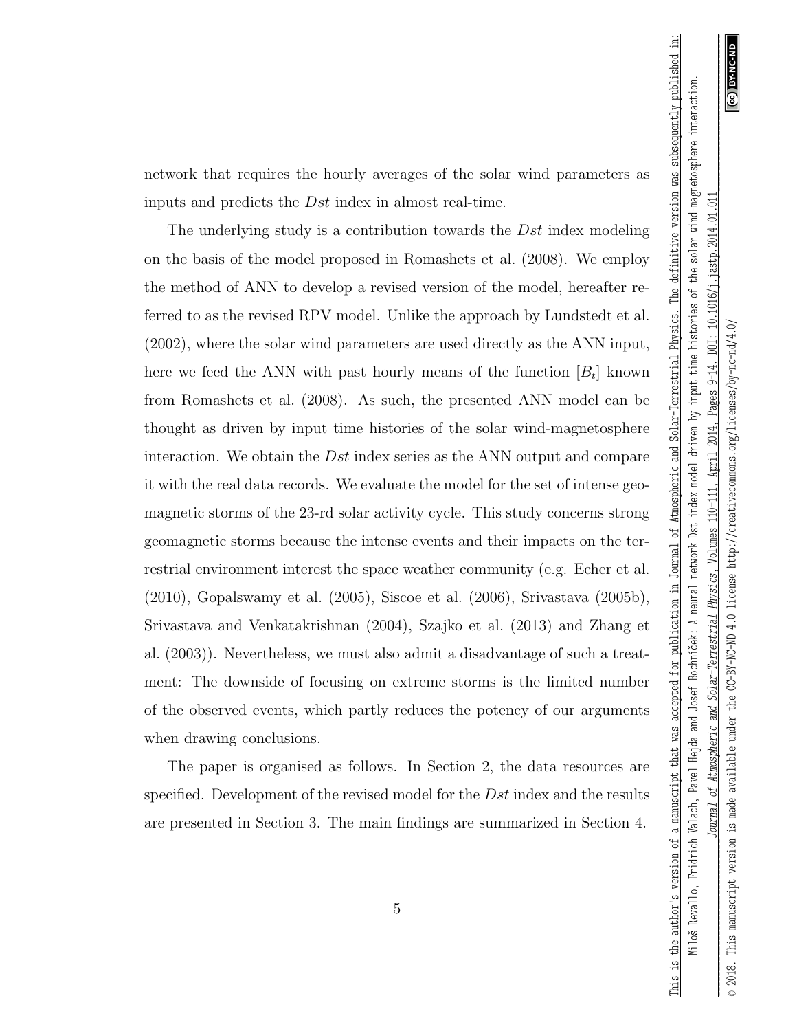network that requires the hourly averages of the solar wind parameters as inputs and predicts the *Dst* index in almost real-time.

The underlying study is a contribution towards the *Dst* index modeling on the basis of the model proposed in Romashets et al. (2008). We employ the method of ANN to develop a revised version of the model, hereafter referred to as the revised RPV model. Unlike the approach by Lundstedt et al. (2002), where the solar wind parameters are used directly as the ANN input, here we feed the ANN with past hourly means of the function $[B_t]$ known from Romashets et al. (2008). As such, the presented ANN model can be thought as driven by input time histories of the solar wind-magnetosphere interaction. We obtain the *Dst* index series as the ANN output and compare it with the real data records. We evaluate the model for the set of intense geomagnetic storms of the 23-rd solar activity cycle. This study concerns strong geomagnetic storms because the intense events and their impacts on the terrestrial environment interest the space weather community (e.g. Echer et al. (2010), Gopalswamy et al. (2005), Siscoe et al. (2006), Srivastava (2005b), Srivastava and Venkatakrishnan (2004), Szajko et al. (2013) and Zhang et al. (2003)). Nevertheless, we must also admit a disadvantage of such a treatment: The downside of focusing on extreme storms is the limited number of the observed events, which partly reduces the potency of our arguments when drawing conclusions.

The paper is organised as follows. In Section 2, the data resources are specified. Development of the revised model for the *Dst* index and the results are presented in Section 3. The main findings are summarized in Section 4.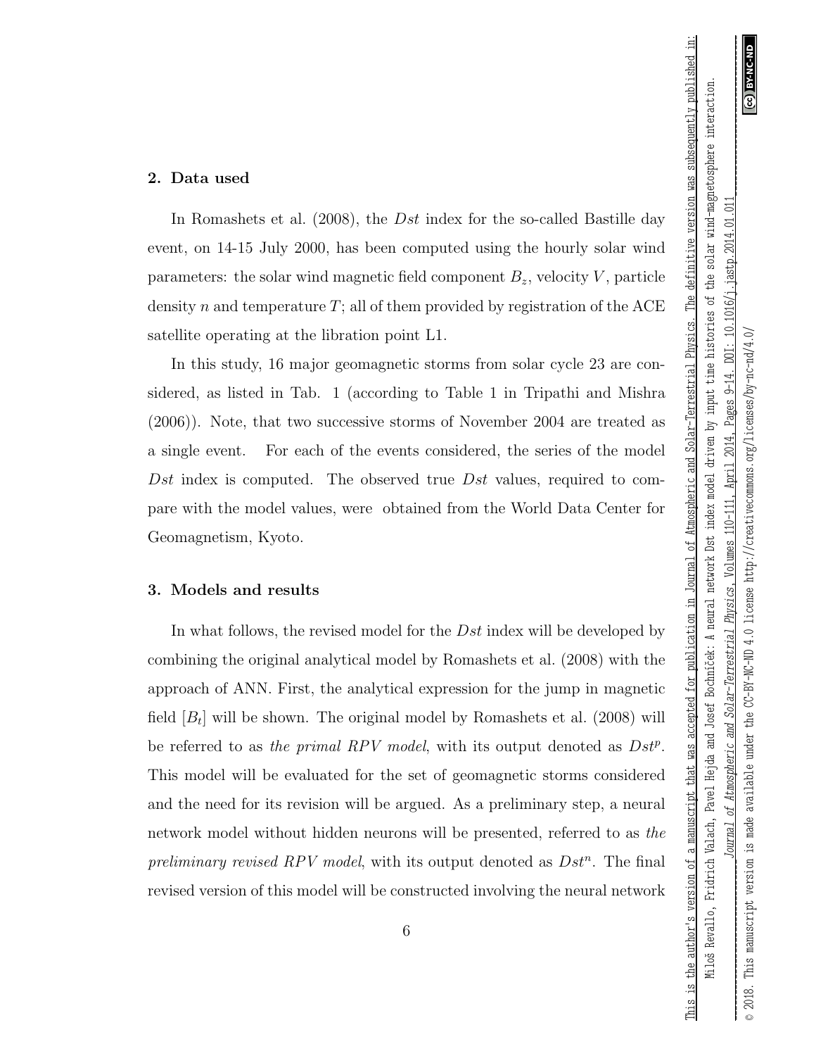## 2. Data used

In Romashets et al. (2008), the $Dst$ index for the so-called Bastille day event, on 14-15 July 2000, has been computed using the hourly solar wind parameters: the solar wind magnetic field component $B_z$, velocity $V$, particle density $n$ and temperature $T$; all of them provided by registration of the ACE satellite operating at the libration point L1.

In this study, 16 major geomagnetic storms from solar cycle 23 are considered, as listed in Tab. 1 (according to Table 1 in Tripathi and Mishra (2006)). Note, that two successive storms of November 2004 are treated as a single event. For each of the events considered, the series of the model $Dst$ index is computed. The observed true $Dst$ values, required to compare with the model values, were obtained from the World Data Center for Geomagnetism, Kyoto.

## 3. Models and results

In what follows, the revised model for the $Dst$ index will be developed by combining the original analytical model by Romashets et al. (2008) with the approach of ANN. First, the analytical expression for the jump in magnetic field $[B_t]$ will be shown. The original model by Romashets et al. (2008) will be referred to as *the primal RPV model*, with its output denoted as $Dst^p$. This model will be evaluated for the set of geomagnetic storms considered and the need for its revision will be argued. As a preliminary step, a neural network model without hidden neurons will be presented, referred to as *the preliminary revised RPV model*, with its output denoted as $Dst^n$. The final revised version of this model will be constructed involving the neural network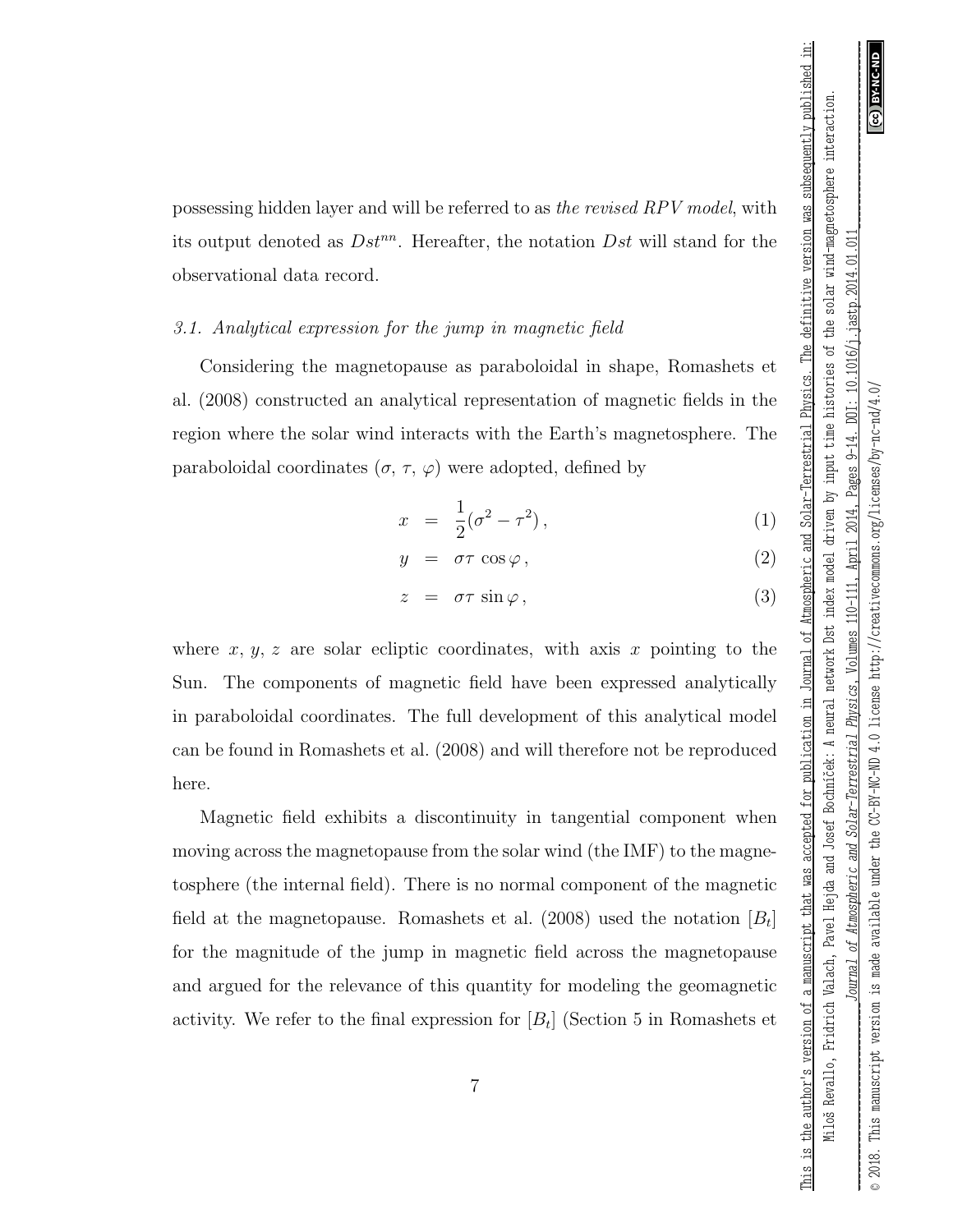possessing hidden layer and will be referred to as *the revised RPV model*, with its output denoted as $Dst^{nn}$. Hereafter, the notation $Dst$ will stand for the observational data record.

### 3.1. Analytical expression for the jump in magnetic field

Considering the magnetopause as paraboloidal in shape, Romashets et al. (2008) constructed an analytical representation of magnetic fields in the region where the solar wind interacts with the Earth's magnetosphere. The paraboloidal coordinates ($\sigma$, $\tau$, $\varphi$) were adopted, defined by

$$x = \frac{1}{2}(\sigma^2 - \tau^2)\,, \tag{1}$$

$$y = \sigma\tau\,\cos\varphi\,, \tag{2}$$

$$z = \sigma\tau\,\sin\varphi\,, \tag{3}$$

where $x$, $y$, $z$ are solar ecliptic coordinates, with axis $x$ pointing to the Sun. The components of magnetic field have been expressed analytically in paraboloidal coordinates. The full development of this analytical model can be found in Romashets et al. (2008) and will therefore not be reproduced here.

Magnetic field exhibits a discontinuity in tangential component when moving across the magnetopause from the solar wind (the IMF) to the magnetosphere (the internal field). There is no normal component of the magnetic field at the magnetopause. Romashets et al. (2008) used the notation $[B_t]$ for the magnitude of the jump in magnetic field across the magnetopause and argued for the relevance of this quantity for modeling the geomagnetic activity. We refer to the final expression for $[B_t]$ (Section 5 in Romashets et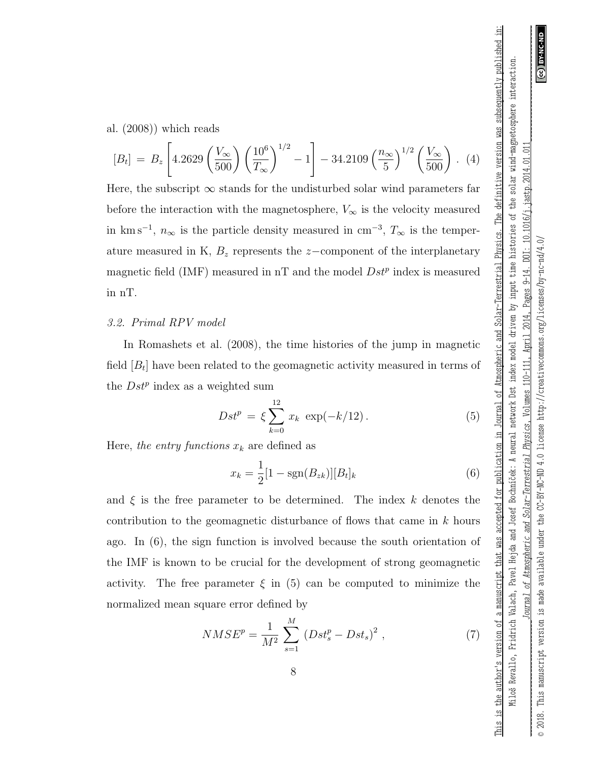al. (2008)) which reads

$$[B_t] \,=\, B_z \left[ 4.2629 \left( \frac{V_\infty}{500} \right) \left( \frac{10^6}{T_\infty} \right)^{1/2} - 1 \right] - 34.2109 \left( \frac{n_\infty}{5} \right)^{1/2} \left( \frac{V_\infty}{500} \right) \, . \quad (4)$$

Here, the subscript $\infty$ stands for the undisturbed solar wind parameters far before the interaction with the magnetosphere, $V_\infty$ is the velocity measured in km s$^{-1}$, $n_\infty$ is the particle density measured in cm$^{-3}$, $T_\infty$ is the temperature measured in K, $B_z$ represents the $z-$component of the interplanetary magnetic field (IMF) measured in nT and the model $Dst^p$ index is measured in nT.

### 3.2. Primal RPV model

In Romashets et al. (2008), the time histories of the jump in magnetic field $[B_t]$ have been related to the geomagnetic activity measured in terms of the $Dst^p$ index as a weighted sum

$$Dst^p \,=\, \xi \sum_{k=0}^{12} \, x_k \;\, \exp(-k/12) \, . \quad (5)$$

Here, *the entry functions* $x_k$ are defined as

$$x_k = \frac{1}{2}[1 - \mathrm{sgn}(B_{zk})][B_t]_k \quad (6)$$

and $\xi$ is the free parameter to be determined. The index $k$ denotes the contribution to the geomagnetic disturbance of flows that came in $k$ hours ago. In (6), the sign function is involved because the south orientation of the IMF is known to be crucial for the development of strong geomagnetic activity. The free parameter $\xi$ in (5) can be computed to minimize the normalized mean square error defined by

$$NMSE^p = \frac{1}{M^2} \sum_{s=1}^{M} \, (Dst^p_s - Dst_s)^2 \; , \quad (7)$$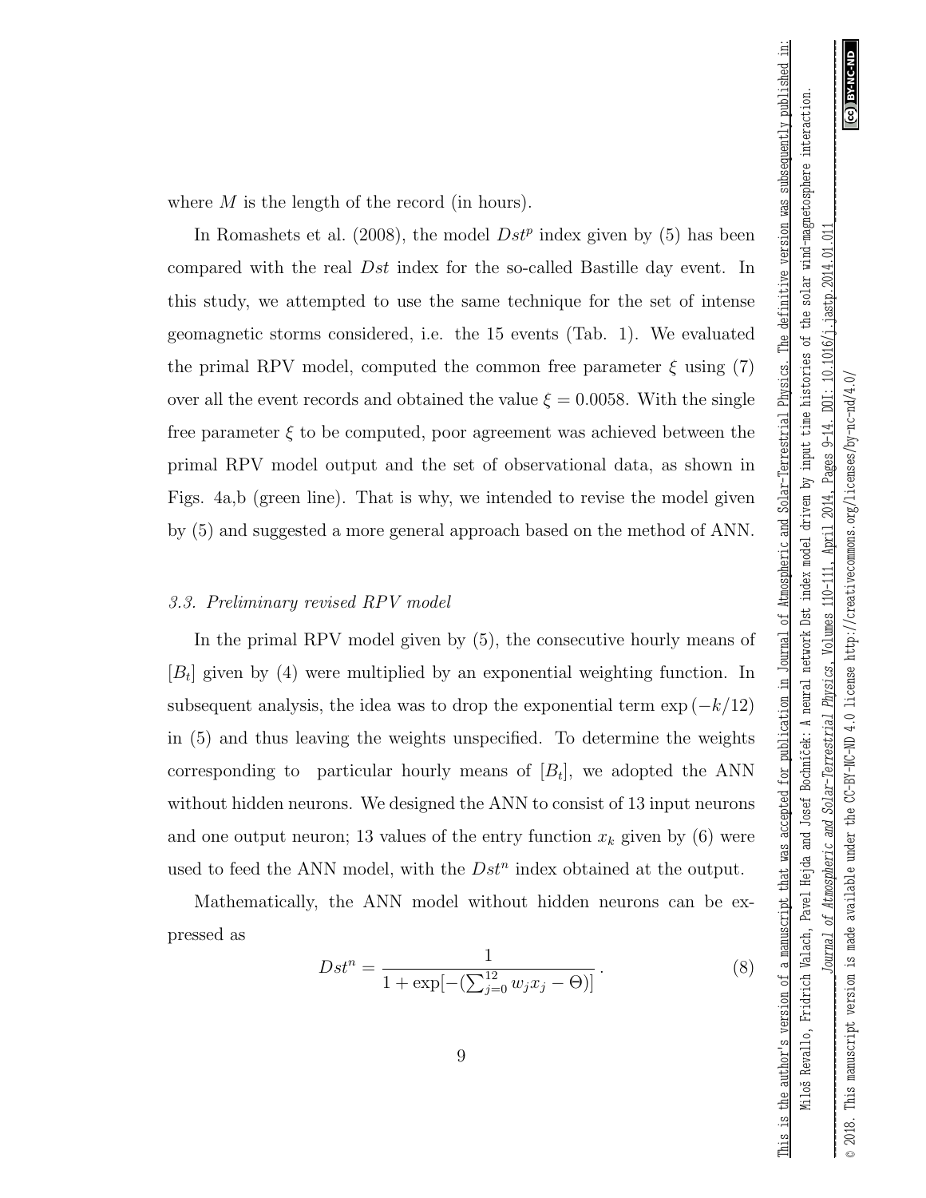where $M$ is the length of the record (in hours).

In Romashets et al. (2008), the model $Dst^p$ index given by (5) has been compared with the real $Dst$ index for the so-called Bastille day event. In this study, we attempted to use the same technique for the set of intense geomagnetic storms considered, i.e. the 15 events (Tab. 1). We evaluated the primal RPV model, computed the common free parameter $\xi$ using (7) over all the event records and obtained the value $\xi = 0.0058$. With the single free parameter $\xi$ to be computed, poor agreement was achieved between the primal RPV model output and the set of observational data, as shown in Figs. 4a,b (green line). That is why, we intended to revise the model given by (5) and suggested a more general approach based on the method of ANN.

### *3.3. Preliminary revised RPV model*

In the primal RPV model given by (5), the consecutive hourly means of $[B_t]$ given by (4) were multiplied by an exponential weighting function. In subsequent analysis, the idea was to drop the exponential term $\exp(-k/12)$ in (5) and thus leaving the weights unspecified. To determine the weights corresponding to particular hourly means of $[B_t]$, we adopted the ANN without hidden neurons. We designed the ANN to consist of 13 input neurons and one output neuron; 13 values of the entry function $x_k$ given by (6) were used to feed the ANN model, with the $Dst^n$ index obtained at the output.

Mathematically, the ANN model without hidden neurons can be expressed as

$$Dst^n = \frac{1}{1 + \exp[-(\sum_{j=0}^{12} w_j x_j - \Theta)]} \,. \tag{8}$$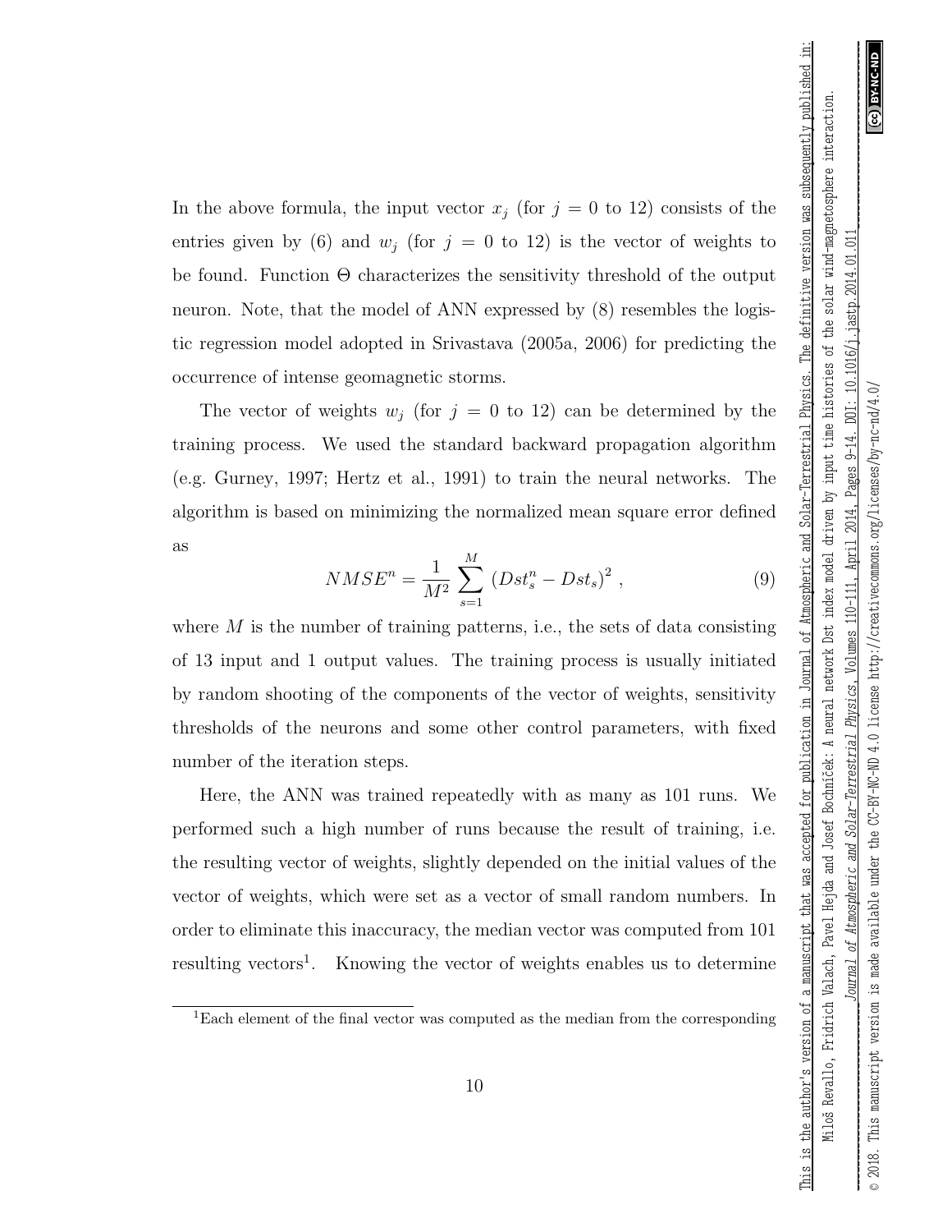In the above formula, the input vector $x_j$ (for $j = 0$ to 12) consists of the entries given by (6) and $w_j$ (for $j = 0$ to 12) is the vector of weights to be found. Function $\Theta$ characterizes the sensitivity threshold of the output neuron. Note, that the model of ANN expressed by (8) resembles the logistic regression model adopted in Srivastava (2005a, 2006) for predicting the occurrence of intense geomagnetic storms.

The vector of weights $w_j$ (for $j = 0$ to 12) can be determined by the training process. We used the standard backward propagation algorithm (e.g. Gurney, 1997; Hertz et al., 1991) to train the neural networks. The algorithm is based on minimizing the normalized mean square error defined as

$$NMSE^n = \frac{1}{M^2} \sum_{s=1}^{M} \left( Dst_s^n - Dst_s \right)^2 , \tag{9}$$

where $M$ is the number of training patterns, i.e., the sets of data consisting of 13 input and 1 output values. The training process is usually initiated by random shooting of the components of the vector of weights, sensitivity thresholds of the neurons and some other control parameters, with fixed number of the iteration steps.

Here, the ANN was trained repeatedly with as many as 101 runs. We performed such a high number of runs because the result of training, i.e. the resulting vector of weights, slightly depended on the initial values of the vector of weights, which were set as a vector of small random numbers. In order to eliminate this inaccuracy, the median vector was computed from 101 resulting vectors[1]. Knowing the vector of weights enables us to determine

[1] Each element of the final vector was computed as the median from the corresponding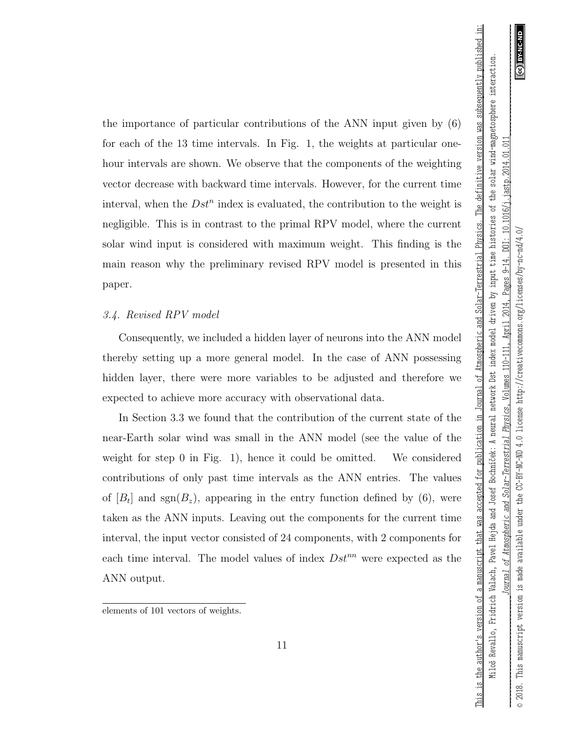the importance of particular contributions of the ANN input given by (6) for each of the 13 time intervals. In Fig. 1, the weights at particular one-hour intervals are shown. We observe that the components of the weighting vector decrease with backward time intervals. However, for the current time interval, when the $Dst^n$ index is evaluated, the contribution to the weight is negligible. This is in contrast to the primal RPV model, where the current solar wind input is considered with maximum weight. This finding is the main reason why the preliminary revised RPV model is presented in this paper.

### *3.4. Revised RPV model*

Consequently, we included a hidden layer of neurons into the ANN model thereby setting up a more general model. In the case of ANN possessing hidden layer, there were more variables to be adjusted and therefore we expected to achieve more accuracy with observational data.

In Section 3.3 we found that the contribution of the current state of the near-Earth solar wind was small in the ANN model (see the value of the weight for step 0 in Fig. 1), hence it could be omitted. We considered contributions of only past time intervals as the ANN entries. The values of $[B_t]$ and $\mathrm{sgn}(B_z)$, appearing in the entry function defined by (6), were taken as the ANN inputs. Leaving out the components for the current time interval, the input vector consisted of 24 components, with 2 components for each time interval. The model values of index $Dst^{nn}$ were expected as the ANN output.

---

elements of 101 vectors of weights.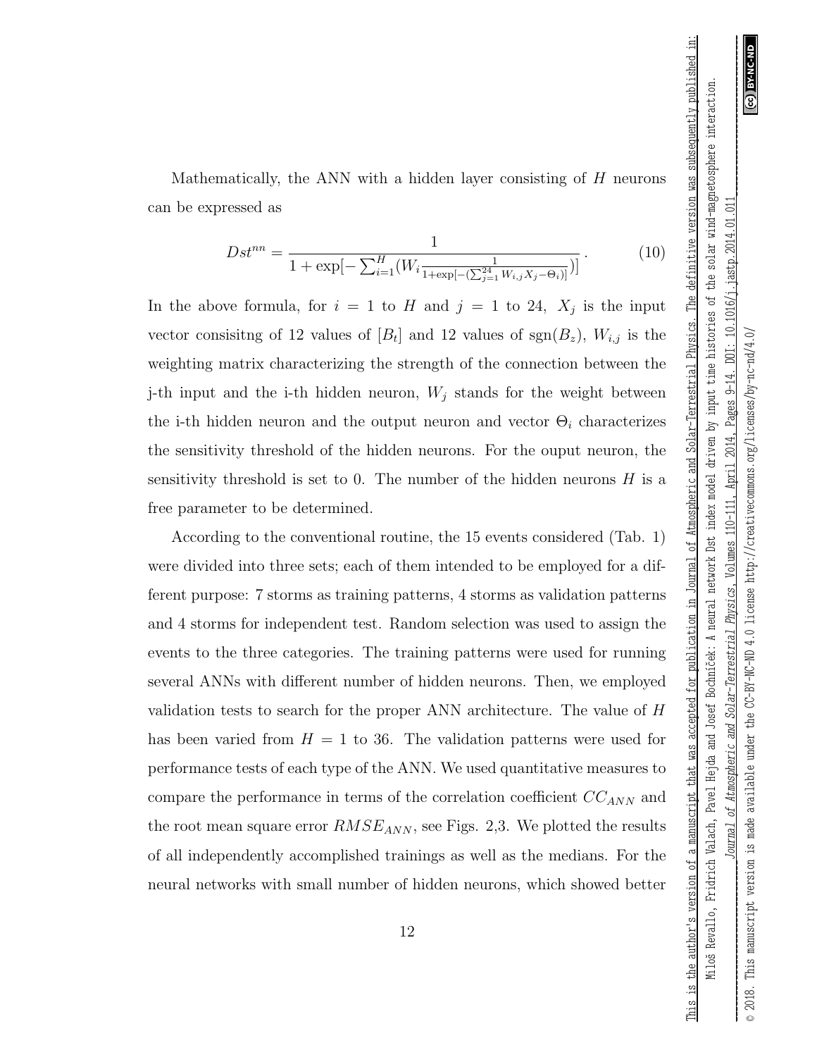Mathematically, the ANN with a hidden layer consisting of $H$ neurons can be expressed as

$$Dst^{nn} = \frac{1}{1 + \exp[-\sum_{i=1}^{H}(W_i \frac{1}{1+\exp[-(\sum_{j=1}^{24} W_{i,j}X_j - \Theta_i)]})]} \,. \tag{10}$$

In the above formula, for $i = 1$ to $H$ and $j = 1$ to 24, $X_j$ is the input vector consisitng of 12 values of $[B_t]$ and 12 values of $\mathrm{sgn}(B_z)$, $W_{i,j}$ is the weighting matrix characterizing the strength of the connection between the j-th input and the i-th hidden neuron, $W_j$ stands for the weight between the i-th hidden neuron and the output neuron and vector $\Theta_i$ characterizes the sensitivity threshold of the hidden neurons. For the ouput neuron, the sensitivity threshold is set to 0. The number of the hidden neurons $H$ is a free parameter to be determined.

According to the conventional routine, the 15 events considered (Tab. 1) were divided into three sets; each of them intended to be employed for a different purpose: 7 storms as training patterns, 4 storms as validation patterns and 4 storms for independent test. Random selection was used to assign the events to the three categories. The training patterns were used for running several ANNs with different number of hidden neurons. Then, we employed validation tests to search for the proper ANN architecture. The value of $H$ has been varied from $H = 1$ to 36. The validation patterns were used for performance tests of each type of the ANN. We used quantitative measures to compare the performance in terms of the correlation coefficient $CC_{ANN}$ and the root mean square error $RMSE_{ANN}$, see Figs. 2,3. We plotted the results of all independently accomplished trainings as well as the medians. For the neural networks with small number of hidden neurons, which showed better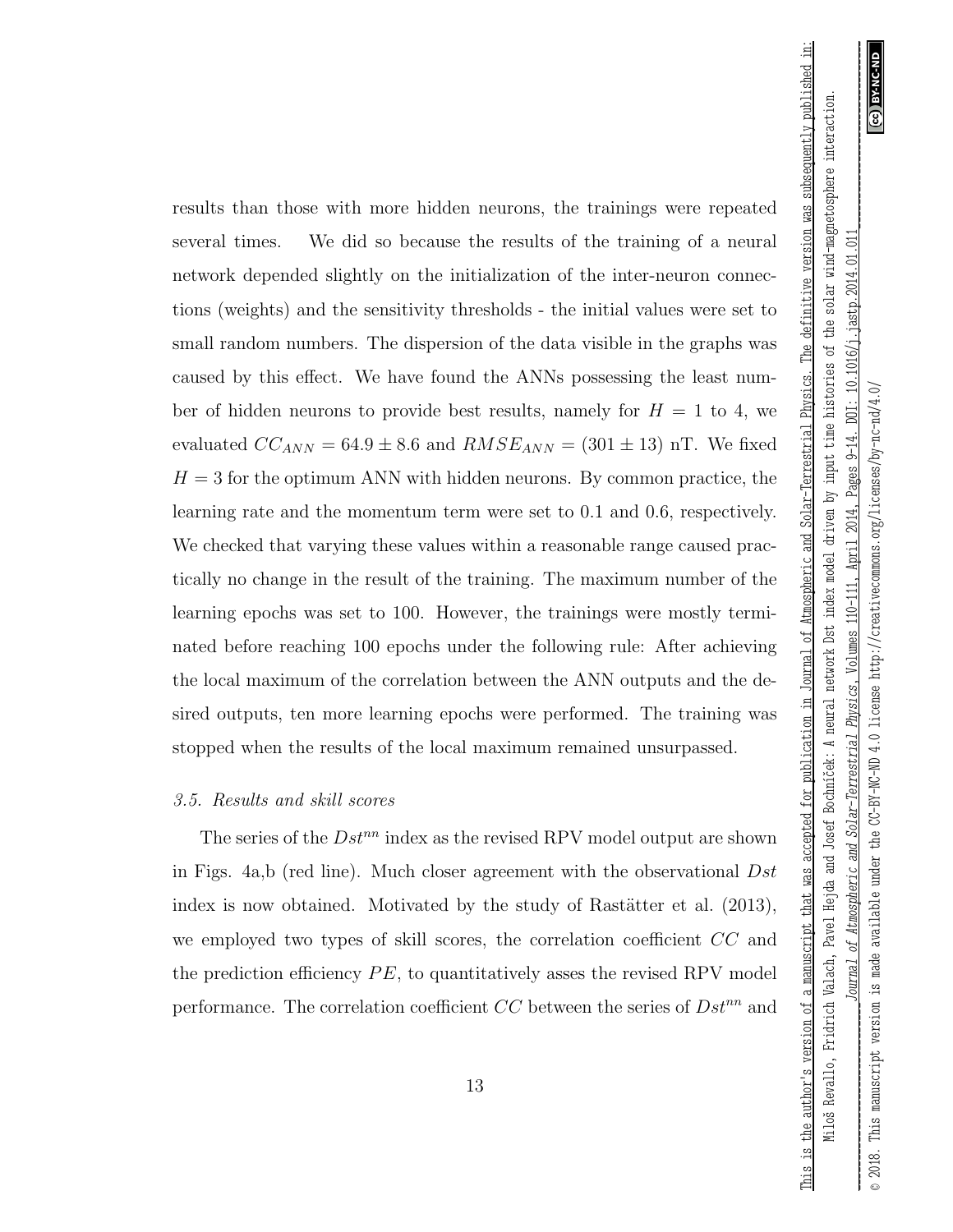results than those with more hidden neurons, the trainings were repeated several times. We did so because the results of the training of a neural network depended slightly on the initialization of the inter-neuron connections (weights) and the sensitivity thresholds - the initial values were set to small random numbers. The dispersion of the data visible in the graphs was caused by this effect. We have found the ANNs possessing the least number of hidden neurons to provide best results, namely for $H = 1$ to 4, we evaluated $CC_{ANN} = 64.9 \pm 8.6$ and $RMSE_{ANN} = (301 \pm 13)$ nT. We fixed $H = 3$ for the optimum ANN with hidden neurons. By common practice, the learning rate and the momentum term were set to 0.1 and 0.6, respectively. We checked that varying these values within a reasonable range caused practically no change in the result of the training. The maximum number of the learning epochs was set to 100. However, the trainings were mostly terminated before reaching 100 epochs under the following rule: After achieving the local maximum of the correlation between the ANN outputs and the desired outputs, ten more learning epochs were performed. The training was stopped when the results of the local maximum remained unsurpassed.

### *3.5. Results and skill scores*

The series of the $Dst^{nn}$ index as the revised RPV model output are shown in Figs. 4a,b (red line). Much closer agreement with the observational $Dst$ index is now obtained. Motivated by the study of Rastätter et al. (2013), we employed two types of skill scores, the correlation coefficient $CC$ and the prediction efficiency $PE$, to quantitatively asses the revised RPV model performance. The correlation coefficient $CC$ between the series of $Dst^{nn}$ and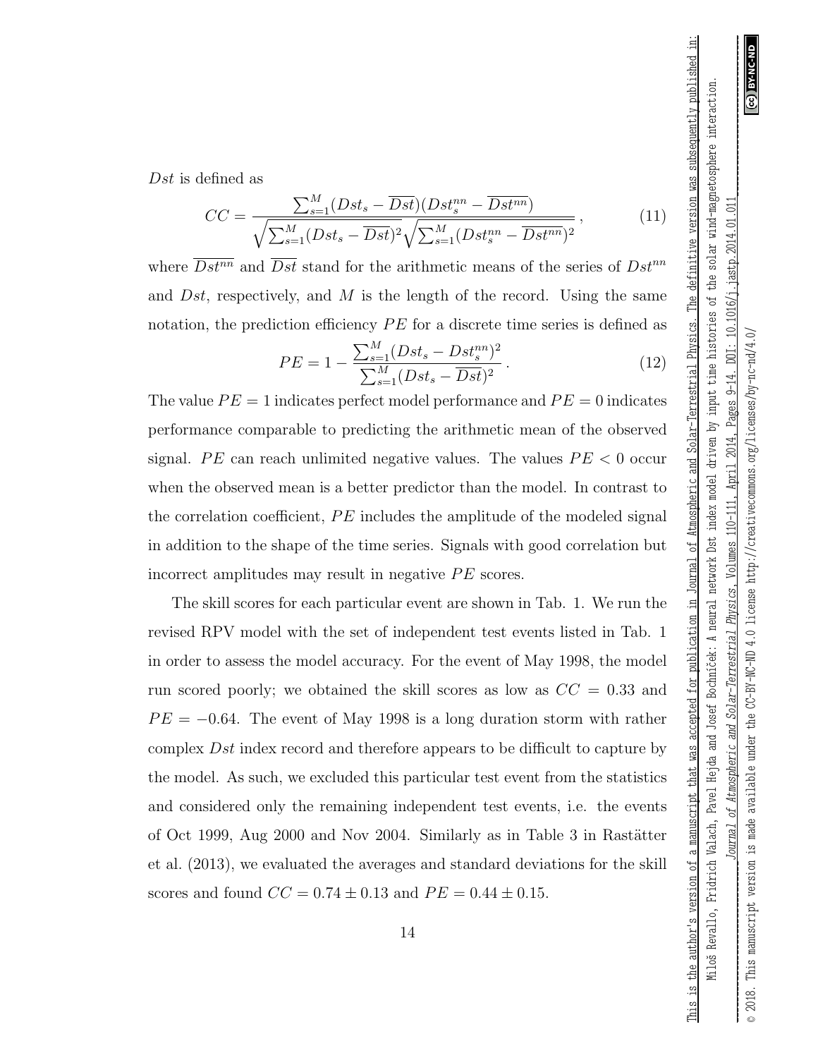$Dst$ is defined as

$$CC = \frac{\sum_{s=1}^{M}(Dst_s - \overline{Dst})(Dst_s^{nn} - \overline{Dst^{nn}})}{\sqrt{\sum_{s=1}^{M}(Dst_s - \overline{Dst})^2}\sqrt{\sum_{s=1}^{M}(Dst_s^{nn} - \overline{Dst^{nn}})^2}}\,, \tag{11}$$

where $\overline{Dst^{nn}}$ and $\overline{Dst}$ stand for the arithmetic means of the series of $Dst^{nn}$ and $Dst$, respectively, and $M$ is the length of the record. Using the same notation, the prediction efficiency $PE$ for a discrete time series is defined as

$$PE = 1 - \frac{\sum_{s=1}^{M}(Dst_s - Dst_s^{nn})^2}{\sum_{s=1}^{M}(Dst_s - \overline{Dst})^2}\,. \tag{12}$$

The value $PE = 1$ indicates perfect model performance and $PE = 0$ indicates performance comparable to predicting the arithmetic mean of the observed signal. $PE$ can reach unlimited negative values. The values $PE < 0$ occur when the observed mean is a better predictor than the model. In contrast to the correlation coefficient, $PE$ includes the amplitude of the modeled signal in addition to the shape of the time series. Signals with good correlation but incorrect amplitudes may result in negative $PE$ scores.

The skill scores for each particular event are shown in Tab. 1. We run the revised RPV model with the set of independent test events listed in Tab. 1 in order to assess the model accuracy. For the event of May 1998, the model run scored poorly; we obtained the skill scores as low as $CC = 0.33$ and $PE = -0.64$. The event of May 1998 is a long duration storm with rather complex $Dst$ index record and therefore appears to be difficult to capture by the model. As such, we excluded this particular test event from the statistics and considered only the remaining independent test events, i.e. the events of Oct 1999, Aug 2000 and Nov 2004. Similarly as in Table 3 in Rastätter et al. (2013), we evaluated the averages and standard deviations for the skill scores and found $CC = 0.74 \pm 0.13$ and $PE = 0.44 \pm 0.15$.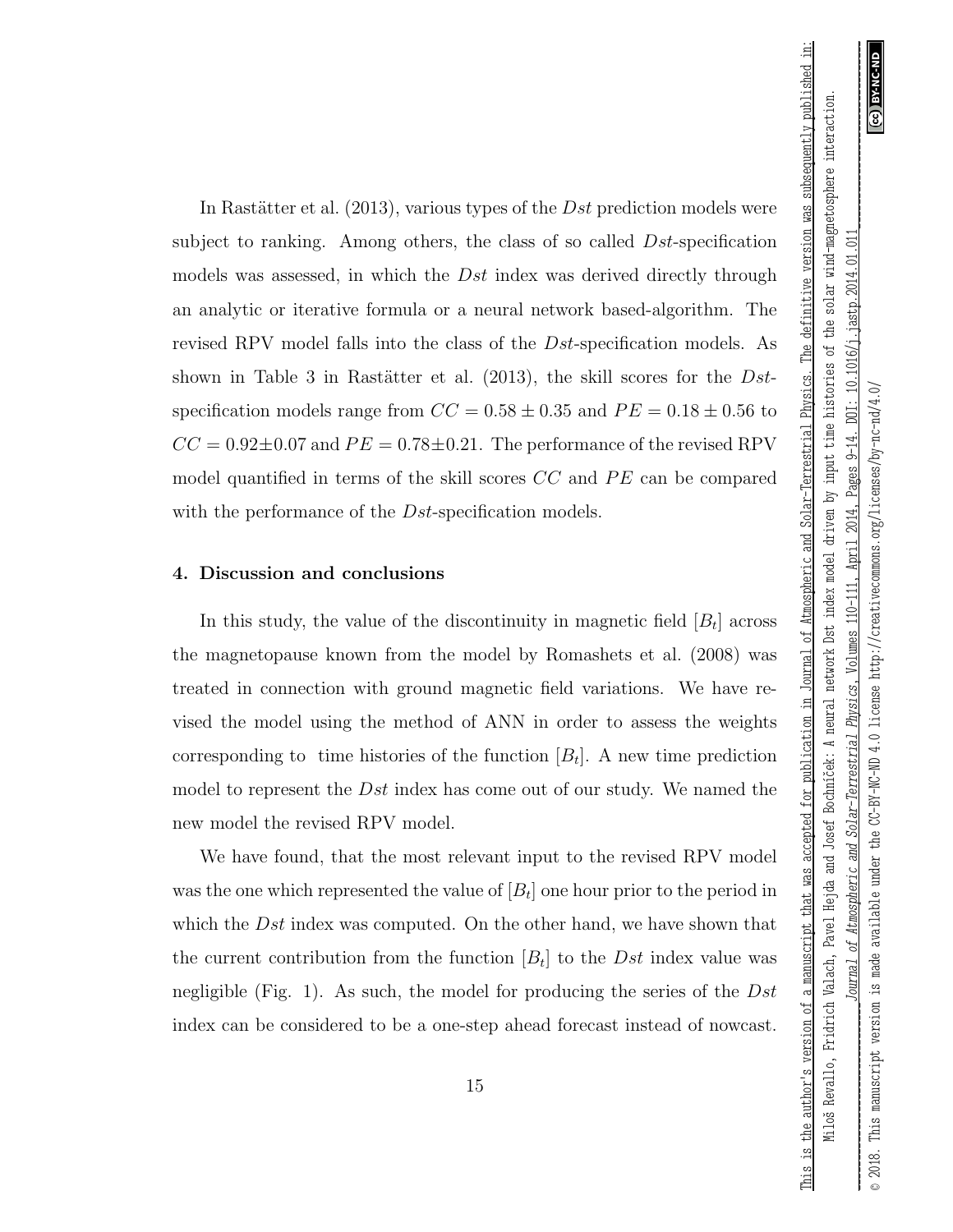In Rastätter et al. (2013), various types of the $Dst$ prediction models were subject to ranking. Among others, the class of so called $Dst$-specification models was assessed, in which the $Dst$ index was derived directly through an analytic or iterative formula or a neural network based-algorithm. The revised RPV model falls into the class of the $Dst$-specification models. As shown in Table 3 in Rastätter et al. (2013), the skill scores for the $Dst$-specification models range from $CC = 0.58 \pm 0.35$ and $PE = 0.18 \pm 0.56$ to $CC = 0.92 \pm 0.07$ and $PE = 0.78 \pm 0.21$. The performance of the revised RPV model quantified in terms of the skill scores $CC$ and $PE$ can be compared with the performance of the $Dst$-specification models.

## 4. Discussion and conclusions

In this study, the value of the discontinuity in magnetic field $[B_t]$ across the magnetopause known from the model by Romashets et al. (2008) was treated in connection with ground magnetic field variations. We have revised the model using the method of ANN in order to assess the weights corresponding to time histories of the function $[B_t]$. A new time prediction model to represent the $Dst$ index has come out of our study. We named the new model the revised RPV model.

We have found, that the most relevant input to the revised RPV model was the one which represented the value of $[B_t]$ one hour prior to the period in which the $Dst$ index was computed. On the other hand, we have shown that the current contribution from the function $[B_t]$ to the $Dst$ index value was negligible (Fig. 1). As such, the model for producing the series of the $Dst$ index can be considered to be a one-step ahead forecast instead of nowcast.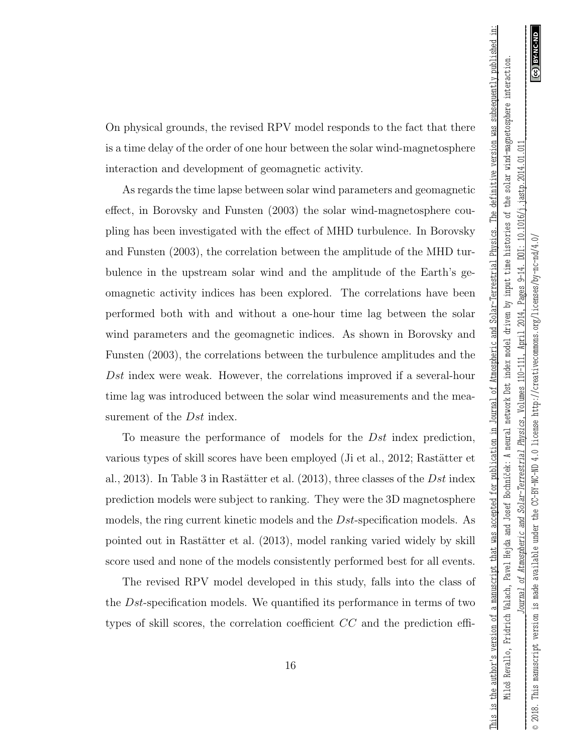On physical grounds, the revised RPV model responds to the fact that there is a time delay of the order of one hour between the solar wind-magnetosphere interaction and development of geomagnetic activity.

As regards the time lapse between solar wind parameters and geomagnetic effect, in Borovsky and Funsten (2003) the solar wind-magnetosphere coupling has been investigated with the effect of MHD turbulence. In Borovsky and Funsten (2003), the correlation between the amplitude of the MHD turbulence in the upstream solar wind and the amplitude of the Earth's geomagnetic activity indices has been explored. The correlations have been performed both with and without a one-hour time lag between the solar wind parameters and the geomagnetic indices. As shown in Borovsky and Funsten (2003), the correlations between the turbulence amplitudes and the *Dst* index were weak. However, the correlations improved if a several-hour time lag was introduced between the solar wind measurements and the measurement of the *Dst* index.

To measure the performance of models for the *Dst* index prediction, various types of skill scores have been employed (Ji et al., 2012; Rastätter et al., 2013). In Table 3 in Rastätter et al. (2013), three classes of the *Dst* index prediction models were subject to ranking. They were the 3D magnetosphere models, the ring current kinetic models and the *Dst*-specification models. As pointed out in Rastätter et al. (2013), model ranking varied widely by skill score used and none of the models consistently performed best for all events.

The revised RPV model developed in this study, falls into the class of the *Dst*-specification models. We quantified its performance in terms of two types of skill scores, the correlation coefficient $CC$ and the prediction effi-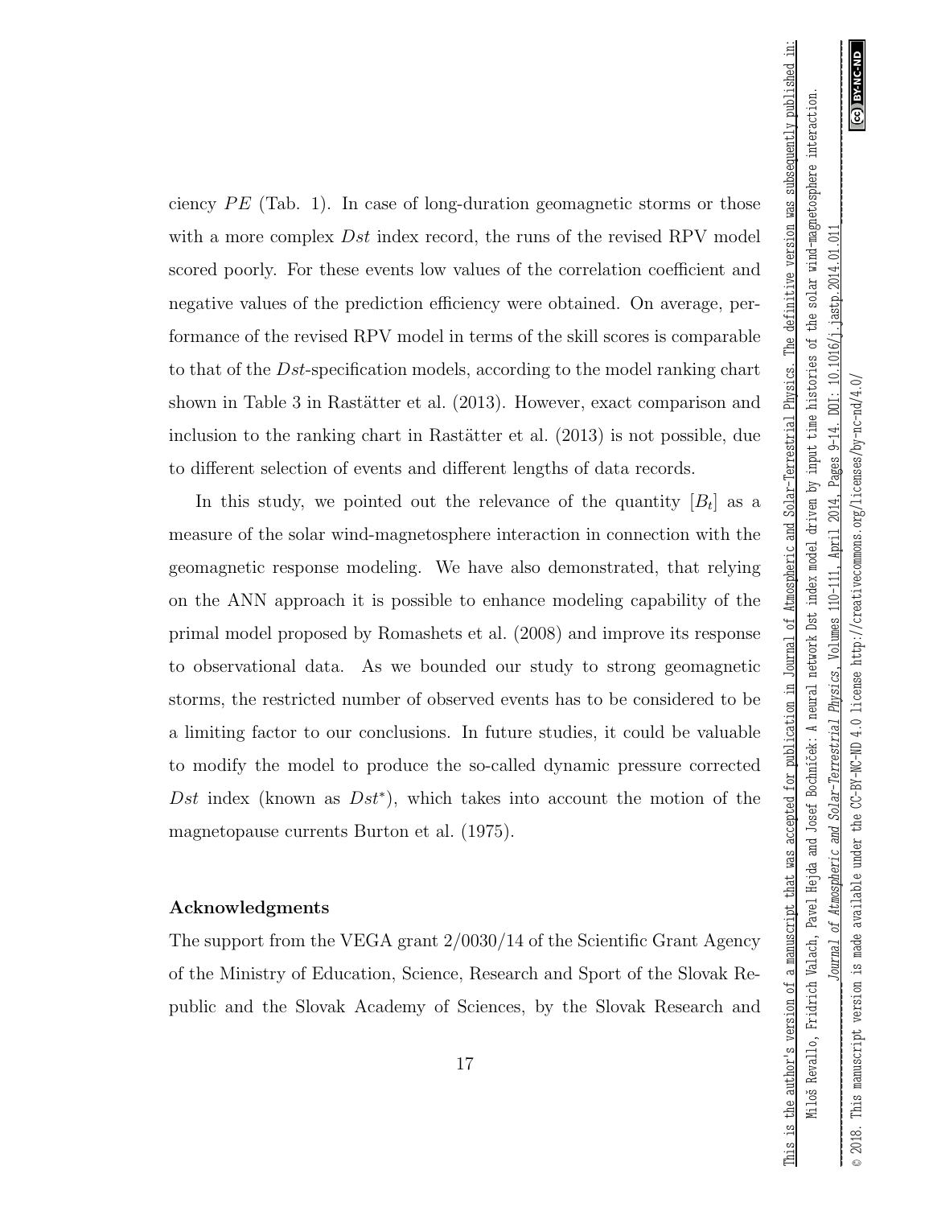ciency $PE$ (Tab. 1). In case of long-duration geomagnetic storms or those with a more complex $Dst$ index record, the runs of the revised RPV model scored poorly. For these events low values of the correlation coefficient and negative values of the prediction efficiency were obtained. On average, performance of the revised RPV model in terms of the skill scores is comparable to that of the $Dst$-specification models, according to the model ranking chart shown in Table 3 in Rastätter et al. (2013). However, exact comparison and inclusion to the ranking chart in Rastätter et al. (2013) is not possible, due to different selection of events and different lengths of data records.

In this study, we pointed out the relevance of the quantity $[B_t]$ as a measure of the solar wind-magnetosphere interaction in connection with the geomagnetic response modeling. We have also demonstrated, that relying on the ANN approach it is possible to enhance modeling capability of the primal model proposed by Romashets et al. (2008) and improve its response to observational data. As we bounded our study to strong geomagnetic storms, the restricted number of observed events has to be considered to be a limiting factor to our conclusions. In future studies, it could be valuable to modify the model to produce the so-called dynamic pressure corrected $Dst$ index (known as $Dst^*$), which takes into account the motion of the magnetopause currents Burton et al. (1975).

## Acknowledgments

The support from the VEGA grant 2/0030/14 of the Scientific Grant Agency of the Ministry of Education, Science, Research and Sport of the Slovak Republic and the Slovak Academy of Sciences, by the Slovak Research and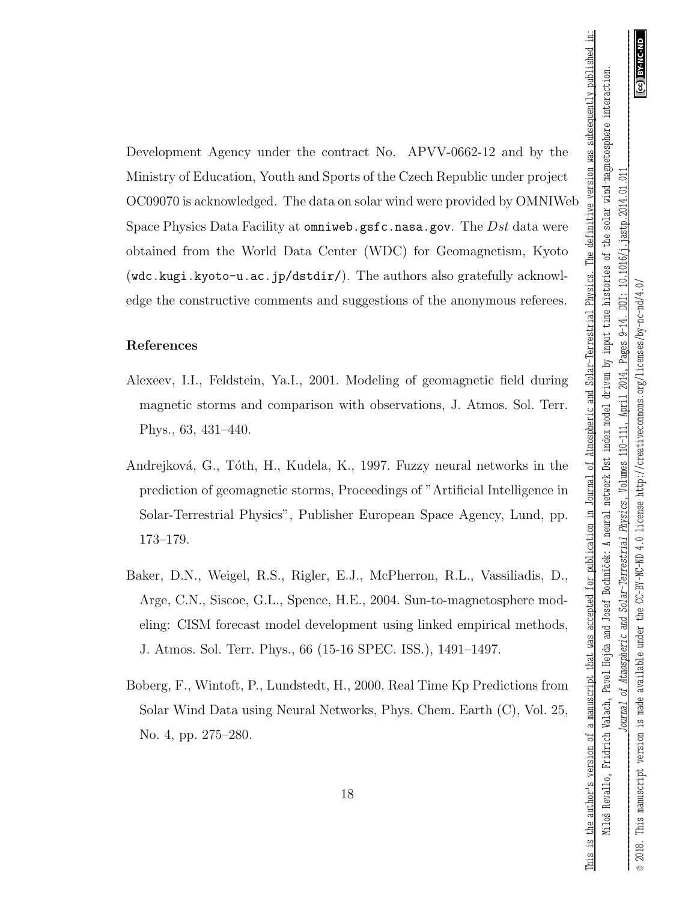Development Agency under the contract No. APVV-0662-12 and by the Ministry of Education, Youth and Sports of the Czech Republic under project OC09070 is acknowledged. The data on solar wind were provided by OMNIWeb Space Physics Data Facility at `omniweb.gsfc.nasa.gov`. The *Dst* data were obtained from the World Data Center (WDC) for Geomagnetism, Kyoto (`wdc.kugi.kyoto-u.ac.jp/dstdir/`). The authors also gratefully acknowledge the constructive comments and suggestions of the anonymous referees.

## References

Alexeev, I.I., Feldstein, Ya.I., 2001. Modeling of geomagnetic field during magnetic storms and comparison with observations, J. Atmos. Sol. Terr. Phys., 63, 431–440.

Andrejková, G., Tóth, H., Kudela, K., 1997. Fuzzy neural networks in the prediction of geomagnetic storms, Proceedings of "Artificial Intelligence in Solar-Terrestrial Physics", Publisher European Space Agency, Lund, pp. 173–179.

Baker, D.N., Weigel, R.S., Rigler, E.J., McPherron, R.L., Vassiliadis, D., Arge, C.N., Siscoe, G.L., Spence, H.E., 2004. Sun-to-magnetosphere modeling: CISM forecast model development using linked empirical methods, J. Atmos. Sol. Terr. Phys., 66 (15-16 SPEC. ISS.), 1491–1497.

Boberg, F., Wintoft, P., Lundstedt, H., 2000. Real Time Kp Predictions from Solar Wind Data using Neural Networks, Phys. Chem. Earth (C), Vol. 25, No. 4, pp. 275–280.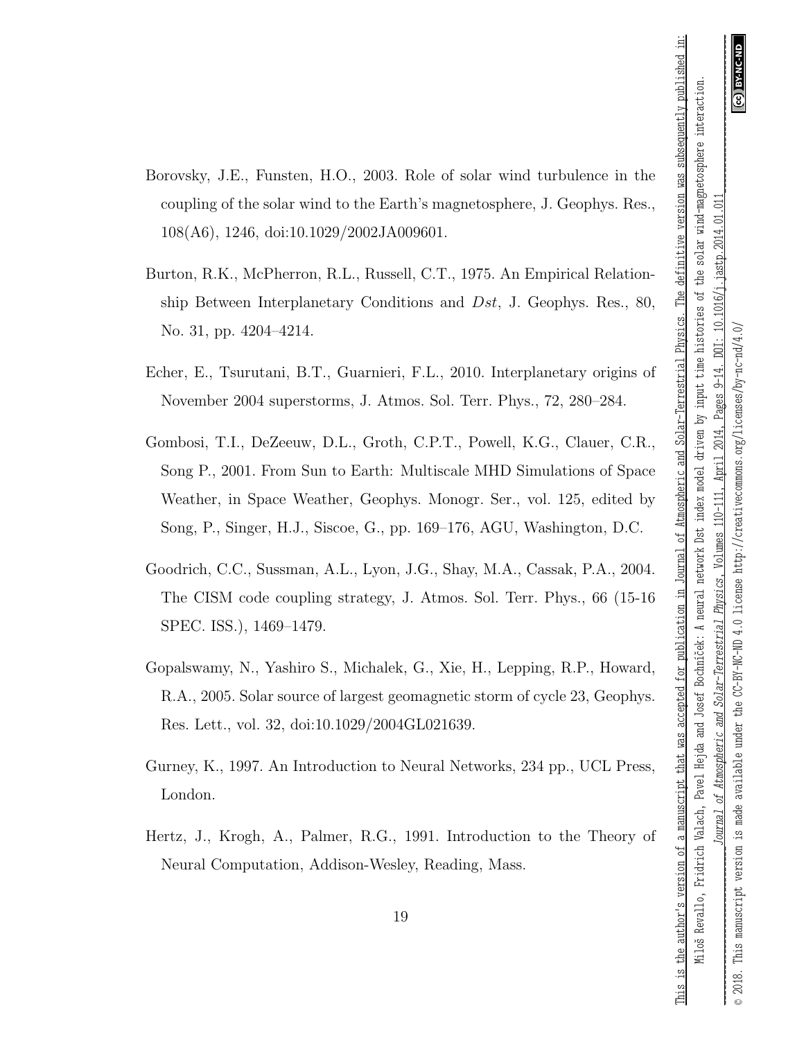Borovsky, J.E., Funsten, H.O., 2003. Role of solar wind turbulence in the coupling of the solar wind to the Earth's magnetosphere, J. Geophys. Res., 108(A6), 1246, doi:10.1029/2002JA009601.

Burton, R.K., McPherron, R.L., Russell, C.T., 1975. An Empirical Relationship Between Interplanetary Conditions and *Dst*, J. Geophys. Res., 80, No. 31, pp. 4204–4214.

Echer, E., Tsurutani, B.T., Guarnieri, F.L., 2010. Interplanetary origins of November 2004 superstorms, J. Atmos. Sol. Terr. Phys., 72, 280–284.

Gombosi, T.I., DeZeeuw, D.L., Groth, C.P.T., Powell, K.G., Clauer, C.R., Song P., 2001. From Sun to Earth: Multiscale MHD Simulations of Space Weather, in Space Weather, Geophys. Monogr. Ser., vol. 125, edited by Song, P., Singer, H.J., Siscoe, G., pp. 169–176, AGU, Washington, D.C.

Goodrich, C.C., Sussman, A.L., Lyon, J.G., Shay, M.A., Cassak, P.A., 2004. The CISM code coupling strategy, J. Atmos. Sol. Terr. Phys., 66 (15-16 SPEC. ISS.), 1469–1479.

Gopalswamy, N., Yashiro S., Michalek, G., Xie, H., Lepping, R.P., Howard, R.A., 2005. Solar source of largest geomagnetic storm of cycle 23, Geophys. Res. Lett., vol. 32, doi:10.1029/2004GL021639.

Gurney, K., 1997. An Introduction to Neural Networks, 234 pp., UCL Press, London.

Hertz, J., Krogh, A., Palmer, R.G., 1991. Introduction to the Theory of Neural Computation, Addison-Wesley, Reading, Mass.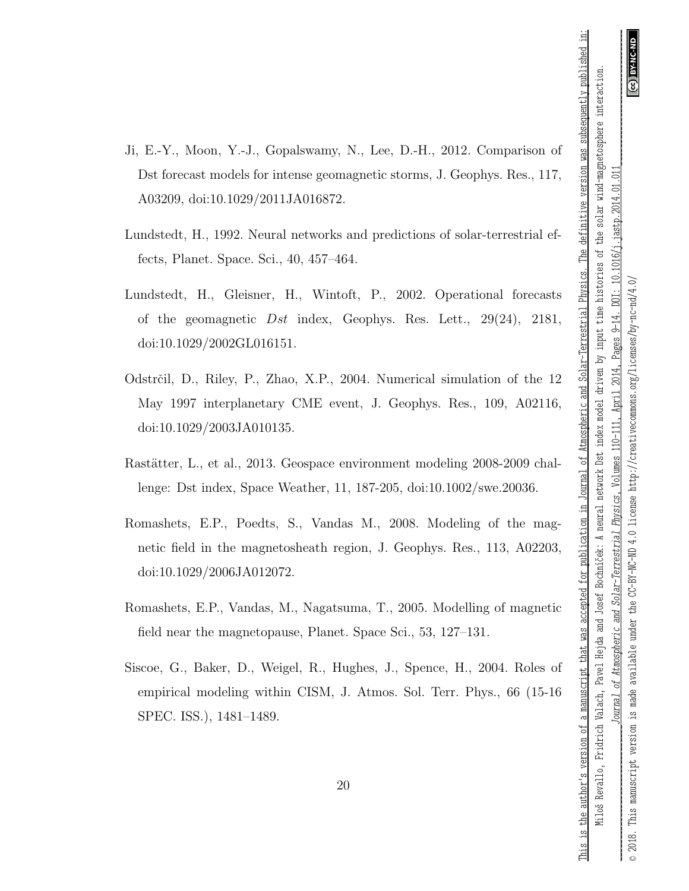Ji, E.-Y., Moon, Y.-J., Gopalswamy, N., Lee, D.-H., 2012. Comparison of Dst forecast models for intense geomagnetic storms, J. Geophys. Res., 117, A03209, doi:10.1029/2011JA016872.

Lundstedt, H., 1992. Neural networks and predictions of solar-terrestrial effects, Planet. Space. Sci., 40, 457–464.

Lundstedt, H., Gleisner, H., Wintoft, P., 2002. Operational forecasts of the geomagnetic *Dst* index, Geophys. Res. Lett., 29(24), 2181, doi:10.1029/2002GL016151.

Odstrčil, D., Riley, P., Zhao, X.P., 2004. Numerical simulation of the 12 May 1997 interplanetary CME event, J. Geophys. Res., 109, A02116, doi:10.1029/2003JA010135.

Rastätter, L., et al., 2013. Geospace environment modeling 2008-2009 challenge: Dst index, Space Weather, 11, 187-205, doi:10.1002/swe.20036.

Romashets, E.P., Poedts, S., Vandas M., 2008. Modeling of the magnetic field in the magnetosheath region, J. Geophys. Res., 113, A02203, doi:10.1029/2006JA012072.

Romashets, E.P., Vandas, M., Nagatsuma, T., 2005. Modelling of magnetic field near the magnetopause, Planet. Space Sci., 53, 127–131.

Siscoe, G., Baker, D., Weigel, R., Hughes, J., Spence, H., 2004. Roles of empirical modeling within CISM, J. Atmos. Sol. Terr. Phys., 66 (15-16 SPEC. ISS.), 1481–1489.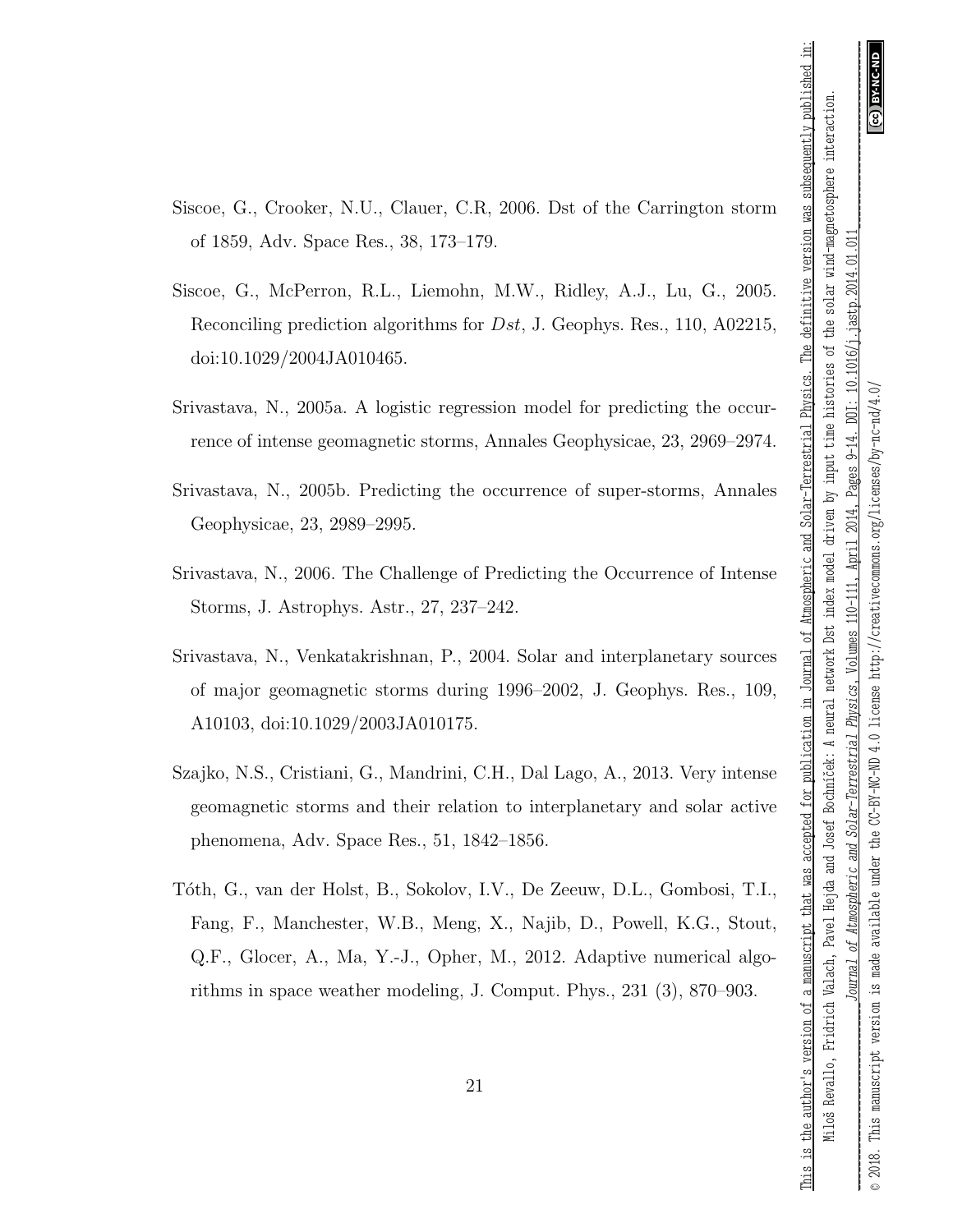Siscoe, G., Crooker, N.U., Clauer, C.R, 2006. Dst of the Carrington storm of 1859, Adv. Space Res., 38, 173–179.

Siscoe, G., McPerron, R.L., Liemohn, M.W., Ridley, A.J., Lu, G., 2005. Reconciling prediction algorithms for $Dst$, J. Geophys. Res., 110, A02215, doi:10.1029/2004JA010465.

Srivastava, N., 2005a. A logistic regression model for predicting the occurrence of intense geomagnetic storms, Annales Geophysicae, 23, 2969–2974.

Srivastava, N., 2005b. Predicting the occurrence of super-storms, Annales Geophysicae, 23, 2989–2995.

Srivastava, N., 2006. The Challenge of Predicting the Occurrence of Intense Storms, J. Astrophys. Astr., 27, 237–242.

Srivastava, N., Venkatakrishnan, P., 2004. Solar and interplanetary sources of major geomagnetic storms during 1996–2002, J. Geophys. Res., 109, A10103, doi:10.1029/2003JA010175.

Szajko, N.S., Cristiani, G., Mandrini, C.H., Dal Lago, A., 2013. Very intense geomagnetic storms and their relation to interplanetary and solar active phenomena, Adv. Space Res., 51, 1842–1856.

Tóth, G., van der Holst, B., Sokolov, I.V., De Zeeuw, D.L., Gombosi, T.I., Fang, F., Manchester, W.B., Meng, X., Najib, D., Powell, K.G., Stout, Q.F., Glocer, A., Ma, Y.-J., Opher, M., 2012. Adaptive numerical algorithms in space weather modeling, J. Comput. Phys., 231 (3), 870–903.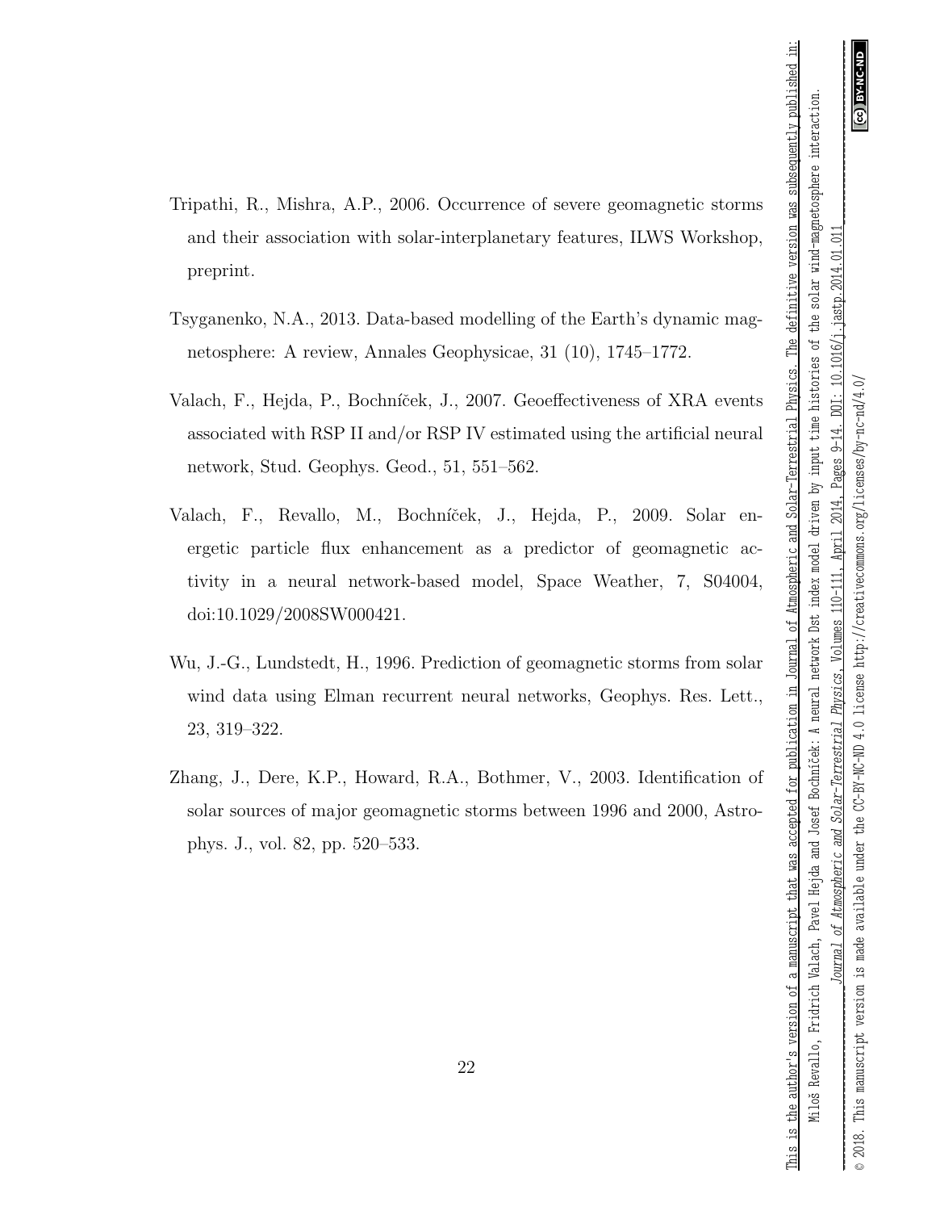Tripathi, R., Mishra, A.P., 2006. Occurrence of severe geomagnetic storms and their association with solar-interplanetary features, ILWS Workshop, preprint.

Tsyganenko, N.A., 2013. Data-based modelling of the Earth's dynamic magnetosphere: A review, Annales Geophysicae, 31 (10), 1745–1772.

Valach, F., Hejda, P., Bochníček, J., 2007. Geoeffectiveness of XRA events associated with RSP II and/or RSP IV estimated using the artificial neural network, Stud. Geophys. Geod., 51, 551–562.

Valach, F., Revallo, M., Bochníček, J., Hejda, P., 2009. Solar energetic particle flux enhancement as a predictor of geomagnetic activity in a neural network-based model, Space Weather, 7, S04004, doi:10.1029/2008SW000421.

Wu, J.-G., Lundstedt, H., 1996. Prediction of geomagnetic storms from solar wind data using Elman recurrent neural networks, Geophys. Res. Lett., 23, 319–322.

Zhang, J., Dere, K.P., Howard, R.A., Bothmer, V., 2003. Identification of solar sources of major geomagnetic storms between 1996 and 2000, Astrophys. J., vol. 82, pp. 520–533.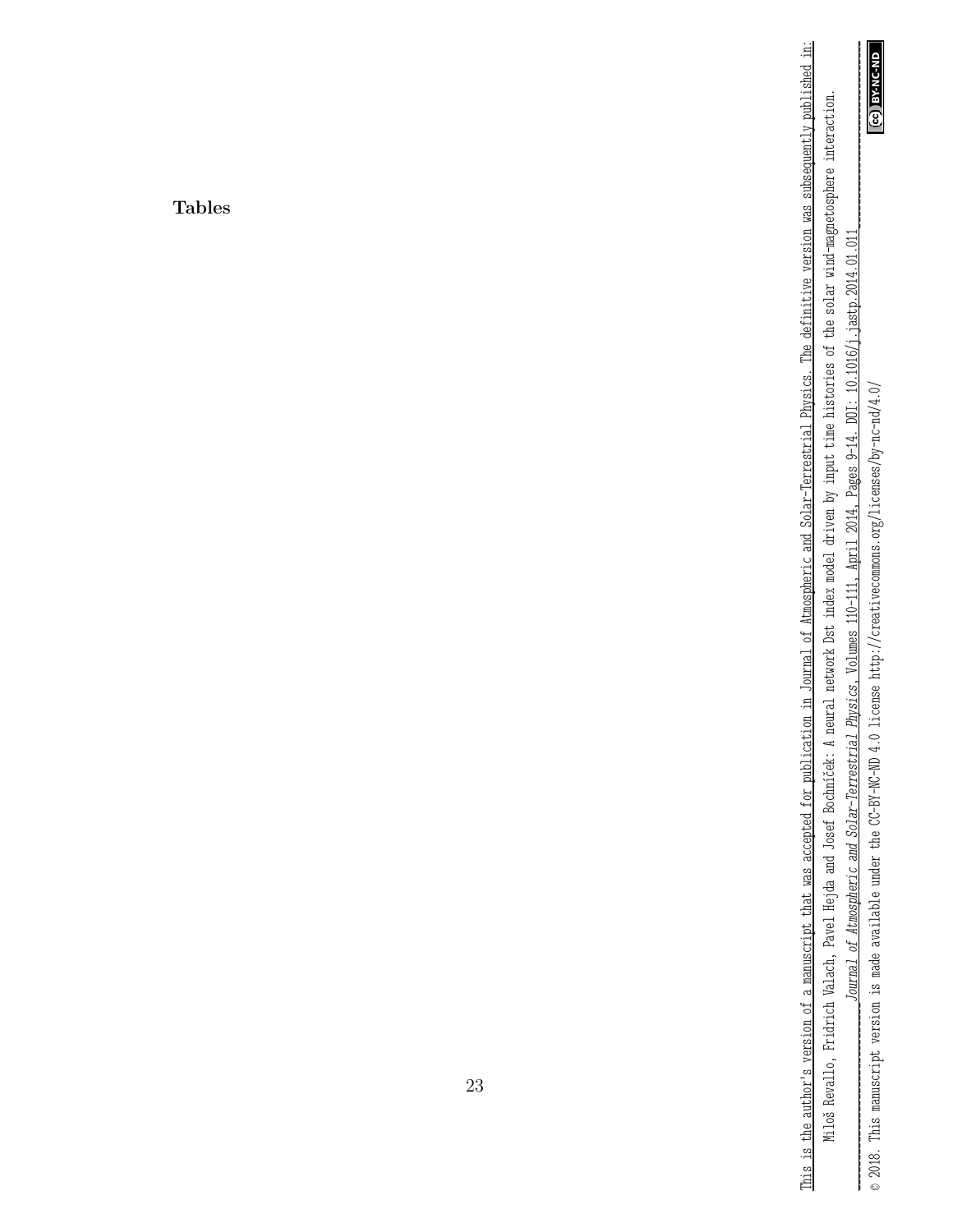# Tables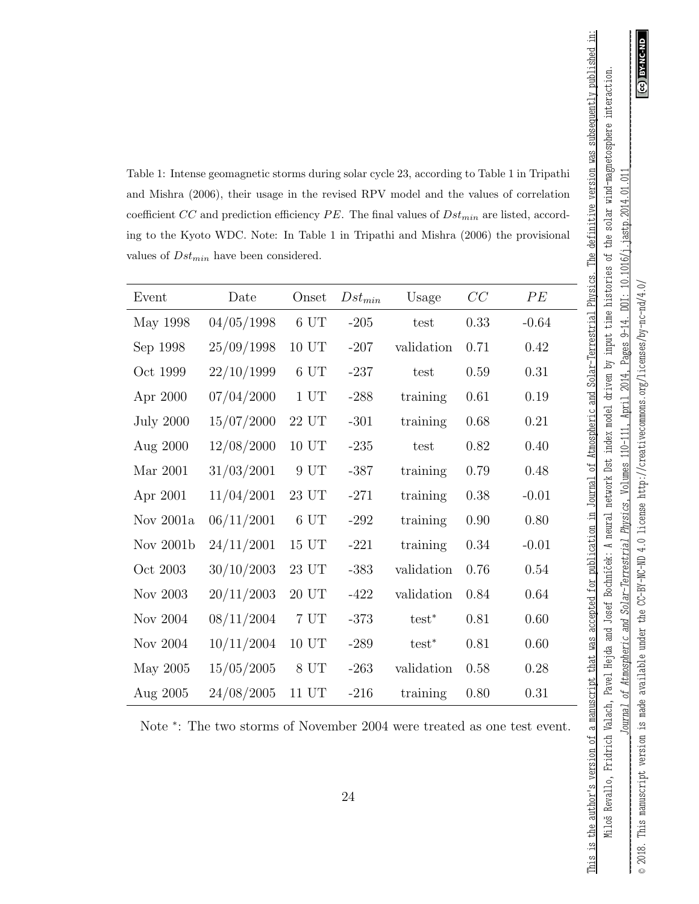Table 1: Intense geomagnetic storms during solar cycle 23, according to Table 1 in Tripathi and Mishra (2006), their usage in the revised RPV model and the values of correlation coefficient $CC$ and prediction efficiency $PE$. The final values of $Dst_{min}$ are listed, according to the Kyoto WDC. Note: In Table 1 in Tripathi and Mishra (2006) the provisional values of $Dst_{min}$ have been considered.

| Event | Date | Onset | $Dst_{min}$ | Usage | $CC$ | $PE$ |
|---|---|---|---|---|---|---|
| May 1998 | 04/05/1998 | 6 UT | -205 | test | 0.33 | -0.64 |
| Sep 1998 | 25/09/1998 | 10 UT | -207 | validation | 0.71 | 0.42 |
| Oct 1999 | 22/10/1999 | 6 UT | -237 | test | 0.59 | 0.31 |
| Apr 2000 | 07/04/2000 | 1 UT | -288 | training | 0.61 | 0.19 |
| July 2000 | 15/07/2000 | 22 UT | -301 | training | 0.68 | 0.21 |
| Aug 2000 | 12/08/2000 | 10 UT | -235 | test | 0.82 | 0.40 |
| Mar 2001 | 31/03/2001 | 9 UT | -387 | training | 0.79 | 0.48 |
| Apr 2001 | 11/04/2001 | 23 UT | -271 | training | 0.38 | -0.01 |
| Nov 2001a | 06/11/2001 | 6 UT | -292 | training | 0.90 | 0.80 |
| Nov 2001b | 24/11/2001 | 15 UT | -221 | training | 0.34 | -0.01 |
| Oct 2003 | 30/10/2003 | 23 UT | -383 | validation | 0.76 | 0.54 |
| Nov 2003 | 20/11/2003 | 20 UT | -422 | validation | 0.84 | 0.64 |
| Nov 2004 | 08/11/2004 | 7 UT | -373 | test* | 0.81 | 0.60 |
| Nov 2004 | 10/11/2004 | 10 UT | -289 | test* | 0.81 | 0.60 |
| May 2005 | 15/05/2005 | 8 UT | -263 | validation | 0.58 | 0.28 |
| Aug 2005 | 24/08/2005 | 11 UT | -216 | training | 0.80 | 0.31 |

Note *: The two storms of November 2004 were treated as one test event.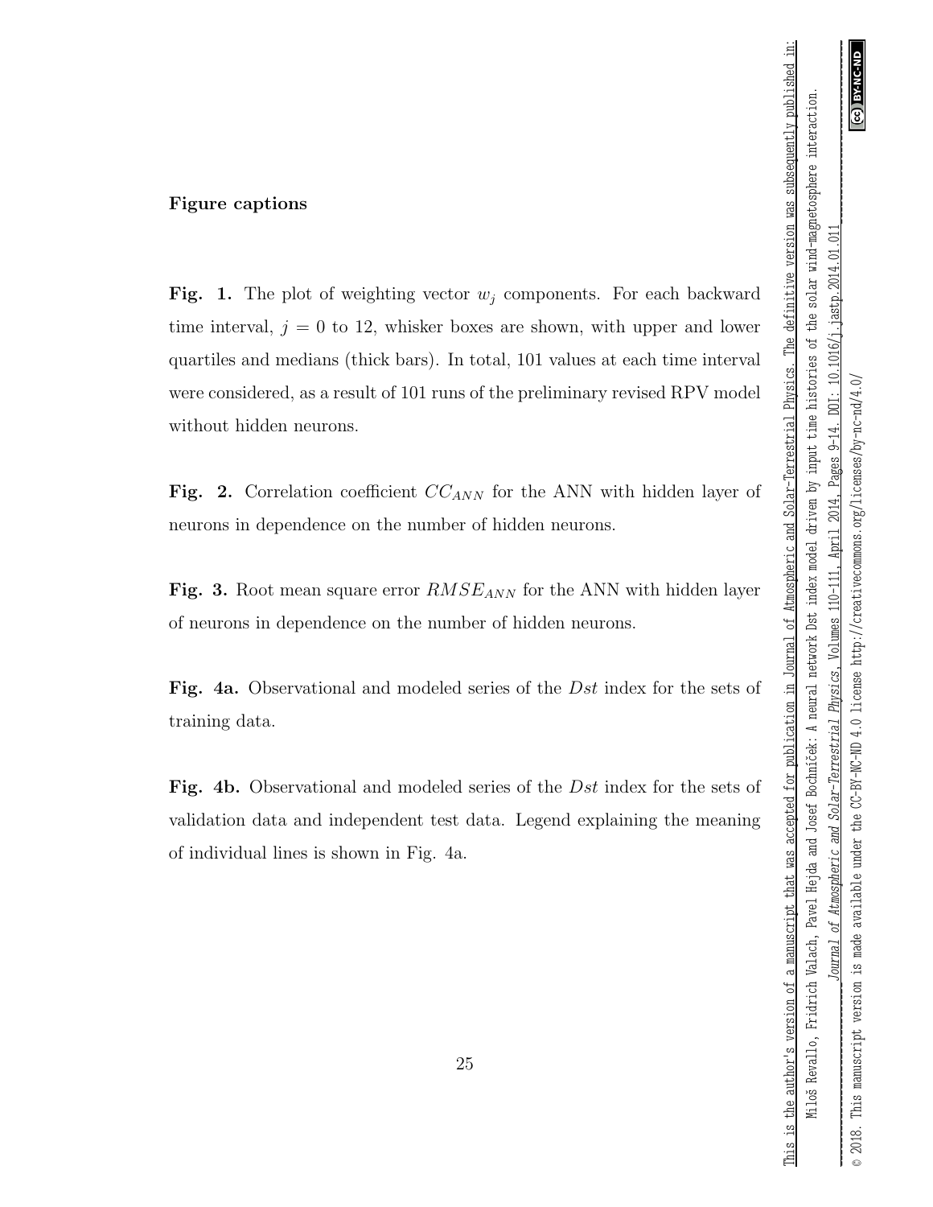## Figure captions

**Fig. 1.** The plot of weighting vector $w_j$ components. For each backward time interval, $j = 0$ to 12, whisker boxes are shown, with upper and lower quartiles and medians (thick bars). In total, 101 values at each time interval were considered, as a result of 101 runs of the preliminary revised RPV model without hidden neurons.

**Fig. 2.** Correlation coefficient $CC_{ANN}$ for the ANN with hidden layer of neurons in dependence on the number of hidden neurons.

**Fig. 3.** Root mean square error $RMSE_{ANN}$ for the ANN with hidden layer of neurons in dependence on the number of hidden neurons.

**Fig. 4a.** Observational and modeled series of the $Dst$ index for the sets of training data.

**Fig. 4b.** Observational and modeled series of the $Dst$ index for the sets of validation data and independent test data. Legend explaining the meaning of individual lines is shown in Fig. 4a.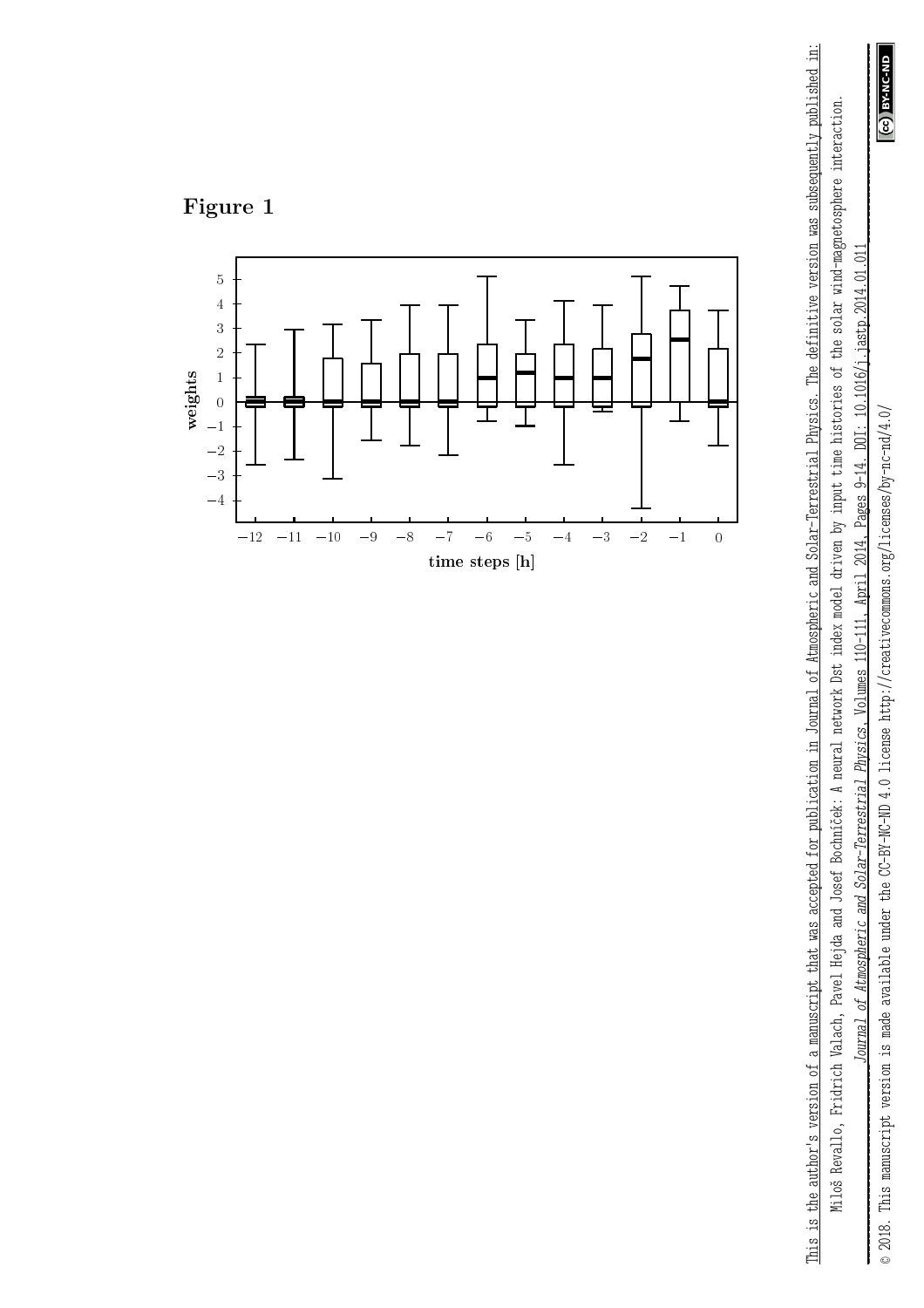**Figure 1**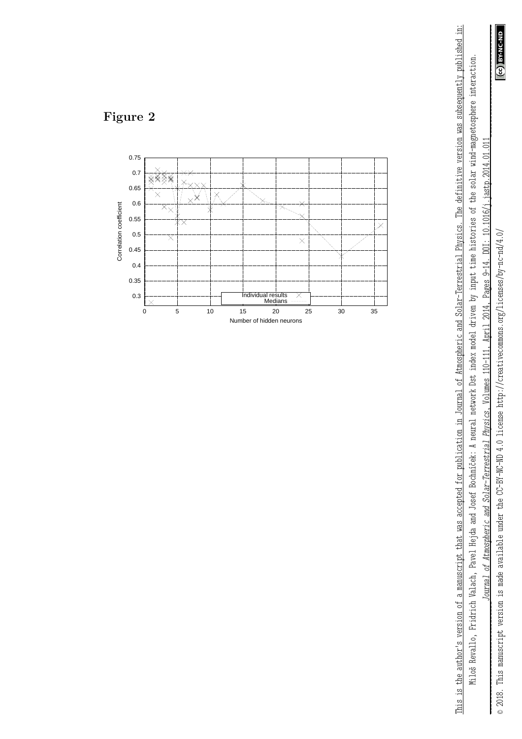# Figure 2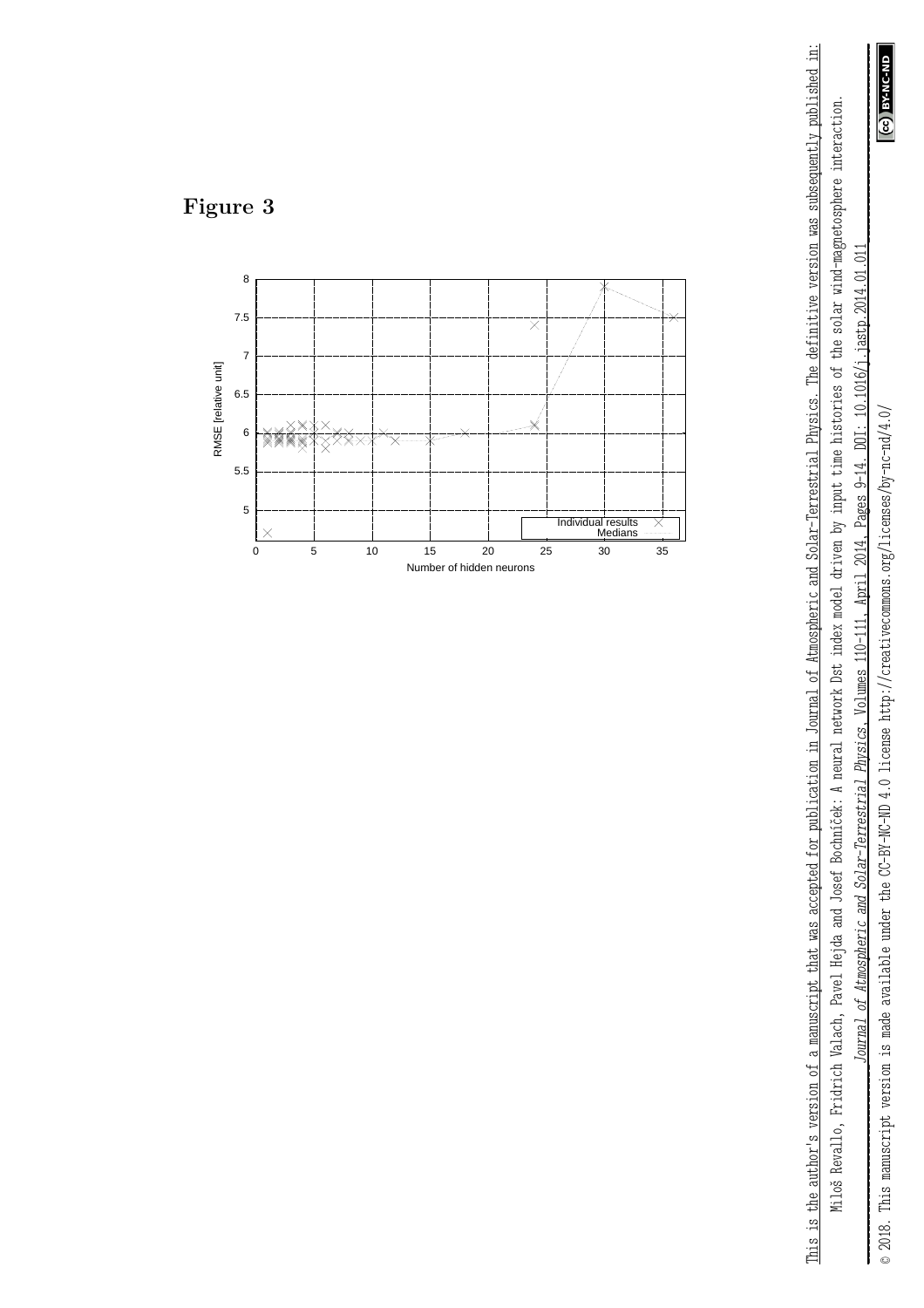**Figure 3**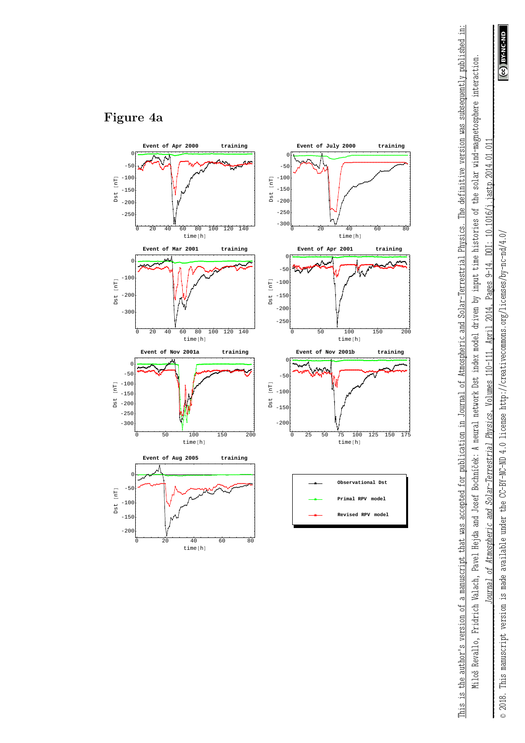# Figure 4a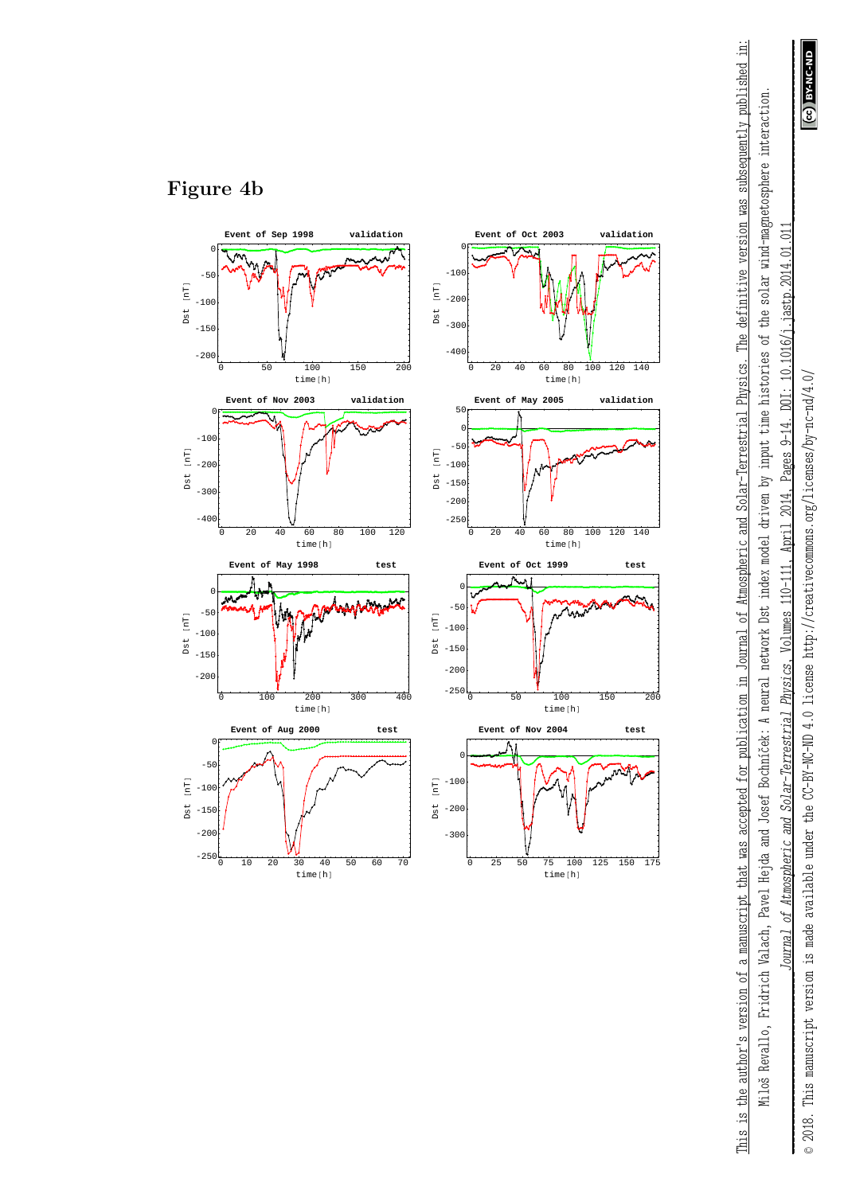# Figure 4b

Event of Sep 1998 validation

Dst [nT]

0
-50
-100
-150
-200

0 50 100 150 200

time [h]

Event of Oct 2003 validation

Dst [nT]

0
-100
-200
-300
-400

0 20 40 60 80 100 120 140

time [h]

Event of Nov 2003 validation

Dst [nT]

0
-100
-200
-300
-400

0 20 40 60 80 100 120

time [h]

Event of May 2005 validation

Dst [nT]

50
0
-50
-100
-150
-200
-250

0 20 40 60 80 100 120 140

time [h]

Event of May 1998 test

Dst [nT]

0
-50
-100
-150
-200

0 100 200 300 400

time [h]

Event of Oct 1999 test

Dst [nT]

0
-50
-100
-150
-200
-250

0 50 100 150 200

time [h]

Event of Aug 2000 test

Dst [nT]

0
-50
-100
-150
-200
-250

0 10 20 30 40 50 60 70

time [h]

Event of Nov 2004 test

Dst [nT]

0
-100
-200
-300

0 25 50 75 100 125 150 175

time [h]

This is the author's version of a manuscript that was accepted for publication in Journal of Atmospheric and Solar-Terrestrial Physics. The definitive version was subsequently published in:
Miloš Revallo, Fridrich Valach, Pavel Hejda and Josef Bochníček: A neural network Dst index model driven by input time histories of the solar wind-magnetosphere interaction.
*Journal of Atmospheric and Solar-Terrestrial Physics*, Volumes 110-111, April 2014, Pages 9-14. DOI: 10.1016/j.jastp.2014.01.011

© 2018. This manuscript version is made available under the CC-BY-NC-ND 4.0 license http://creativecommons.org/licenses/by-nc-nd/4.0/